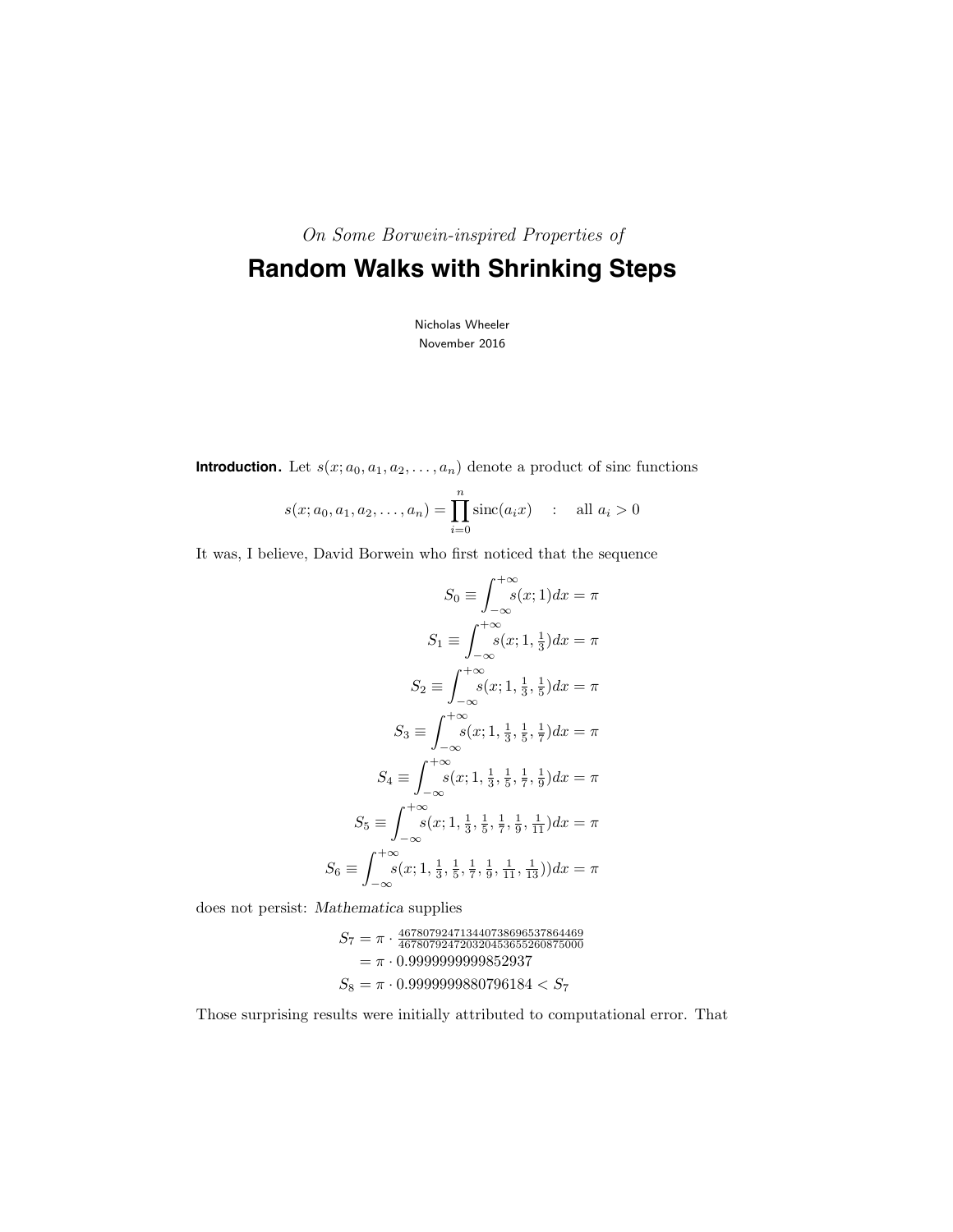*On Some Borwein-inspired Properties of*

# Random Walks with Shrinking Steps

Nicholas Wheeler
November 2016

**Introduction.** Let $s(x; a_0, a_1, a_2, \ldots, a_n)$ denote a product of sinc functions

$$s(x; a_0, a_1, a_2, \ldots, a_n) = \prod_{i=0}^{n} \text{sinc}(a_i x) \quad : \quad \text{all } a_i > 0$$

It was, I believe, David Borwein who first noticed that the sequence

$$S_0 \equiv \int_{-\infty}^{+\infty} s(x; 1) dx = \pi$$

$$S_1 \equiv \int_{-\infty}^{+\infty} s(x; 1, \tfrac{1}{3}) dx = \pi$$

$$S_2 \equiv \int_{-\infty}^{+\infty} s(x; 1, \tfrac{1}{3}, \tfrac{1}{5}) dx = \pi$$

$$S_3 \equiv \int_{-\infty}^{+\infty} s(x; 1, \tfrac{1}{3}, \tfrac{1}{5}, \tfrac{1}{7}) dx = \pi$$

$$S_4 \equiv \int_{-\infty}^{+\infty} s(x; 1, \tfrac{1}{3}, \tfrac{1}{5}, \tfrac{1}{7}, \tfrac{1}{9}) dx = \pi$$

$$S_5 \equiv \int_{-\infty}^{+\infty} s(x; 1, \tfrac{1}{3}, \tfrac{1}{5}, \tfrac{1}{7}, \tfrac{1}{9}, \tfrac{1}{11}) dx = \pi$$

$$S_6 \equiv \int_{-\infty}^{+\infty} s(x; 1, \tfrac{1}{3}, \tfrac{1}{5}, \tfrac{1}{7}, \tfrac{1}{9}, \tfrac{1}{11}, \tfrac{1}{13})) dx = \pi$$

does not persist: *Mathematica* supplies

$$\begin{aligned} S_7 &= \pi \cdot \tfrac{467807924713440738696537864469}{467807924720320453655260875000} \\ &= \pi \cdot 0.9999999999852937 \\ S_8 &= \pi \cdot 0.9999999880796184 < S_7 \end{aligned}$$

Those surprising results were initially attributed to computational error. That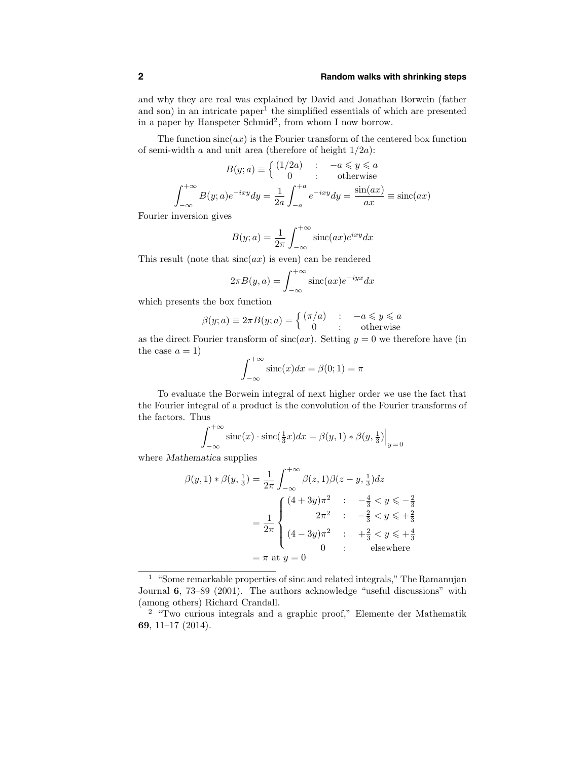and why they are real was explained by David and Jonathan Borwein (father and son) in an intricate paper[1] the simplified essentials of which are presented in a paper by Hanspeter Schmid[2], from whom I now borrow.

The function $\text{sinc}(ax)$ is the Fourier transform of the centered box function of semi-width $a$ and unit area (therefore of height $1/2a$):

$$B(y;a) \equiv \begin{cases} (1/2a) & : \quad -a \leqslant y \leqslant a \\ 0 & : \quad \text{otherwise} \end{cases}$$

$$\int_{-\infty}^{+\infty} B(y;a)e^{-ixy}dy = \frac{1}{2a}\int_{-a}^{+a} e^{-ixy}dy = \frac{\sin(ax)}{ax} \equiv \text{sinc}(ax)$$

Fourier inversion gives

$$B(y;a) = \frac{1}{2\pi}\int_{-\infty}^{+\infty} \text{sinc}(ax)e^{ixy}dx$$

This result (note that $\text{sinc}(ax)$ is even) can be rendered

$$2\pi B(y,a) = \int_{-\infty}^{+\infty} \text{sinc}(ax)e^{-iyx}dx$$

which presents the box function

$$\beta(y;a) \equiv 2\pi B(y;a) = \begin{cases} (\pi/a) & : \quad -a \leqslant y \leqslant a \\ 0 & : \quad \text{otherwise} \end{cases}$$

as the direct Fourier transform of $\text{sinc}(ax)$. Setting $y = 0$ we therefore have (in the case $a = 1$)

$$\int_{-\infty}^{+\infty} \text{sinc}(x)dx = \beta(0;1) = \pi$$

To evaluate the Borwein integral of next higher order we use the fact that the Fourier integral of a product is the convolution of the Fourier transforms of the factors. Thus

$$\int_{-\infty}^{+\infty} \text{sinc}(x) \cdot \text{sinc}(\tfrac{1}{3}x)dx = \beta(y,1) * \beta(y,\tfrac{1}{3})\Big|_{y=0}$$

where *Mathematica* supplies

$$\begin{aligned}
\beta(y,1) * \beta(y,\tfrac{1}{3}) &= \frac{1}{2\pi}\int_{-\infty}^{+\infty} \beta(z,1)\beta(z-y,\tfrac{1}{3})dz \\
&= \frac{1}{2\pi}\begin{cases} (4+3y)\pi^2 & : \quad -\frac{4}{3} < y \leqslant -\frac{2}{3} \\ 2\pi^2 & : \quad -\frac{2}{3} < y \leqslant +\frac{2}{3} \\ (4-3y)\pi^2 & : \quad +\frac{2}{3} < y \leqslant +\frac{4}{3} \\ 0 & : \quad \text{elsewhere} \end{cases} \\
&= \pi \text{ at } y = 0
\end{aligned}$$

---

[1] "Some remarkable properties of sinc and related integrals," The Ramanujan Journal **6**, 73–89 (2001). The authors acknowledge "useful discussions" with (among others) Richard Crandall.

[2] "Two curious integrals and a graphic proof," Elemente der Mathematik **69**, 11–17 (2014).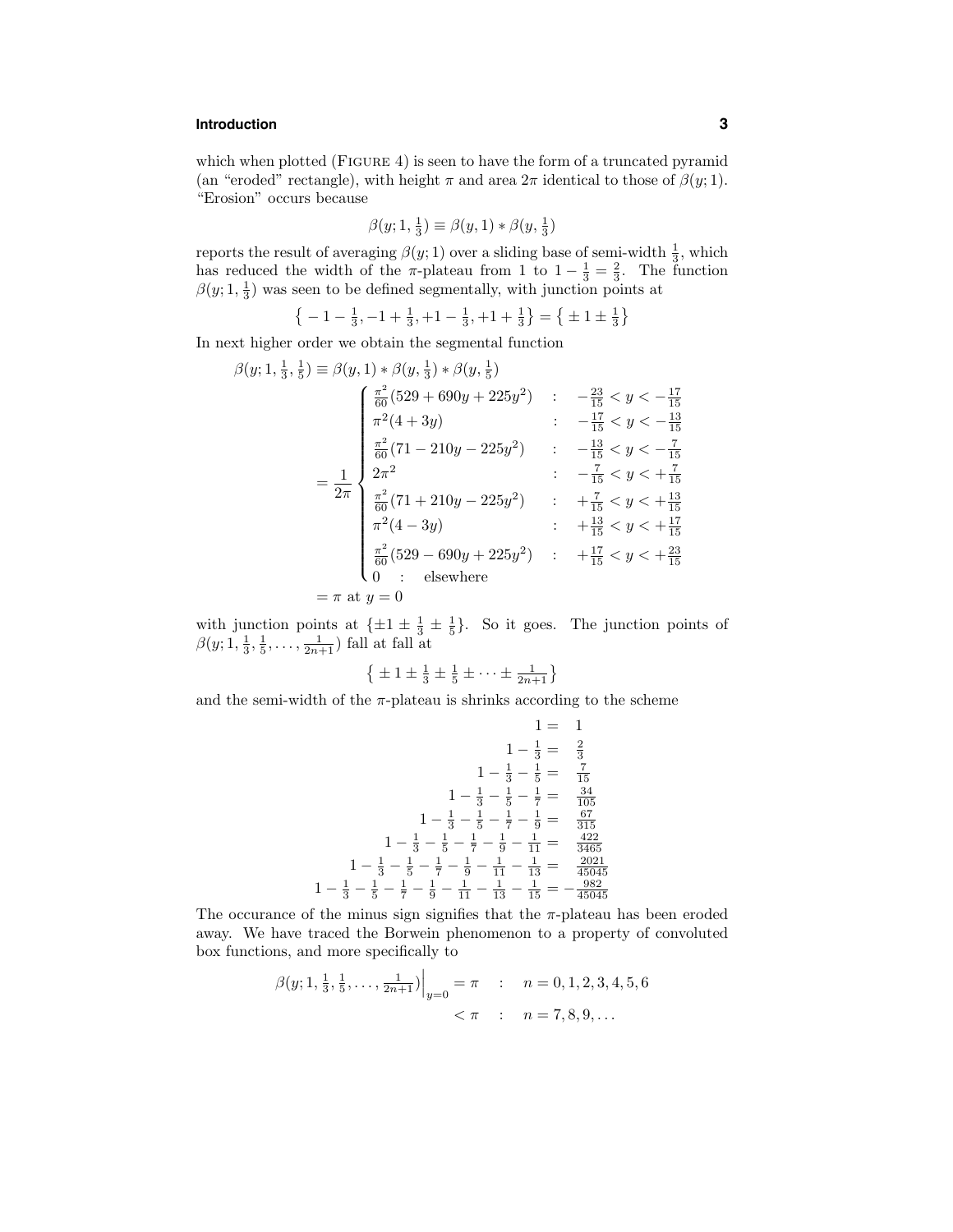which when plotted (FIGURE 4) is seen to have the form of a truncated pyramid (an "eroded" rectangle), with height $\pi$ and area $2\pi$ identical to those of $\beta(y;1)$. "Erosion" occurs because

$$\beta(y;1,\tfrac{1}{3}) \equiv \beta(y,1) * \beta(y,\tfrac{1}{3})$$

reports the result of averaging $\beta(y;1)$ over a sliding base of semi-width $\frac{1}{3}$, which has reduced the width of the $\pi$-plateau from 1 to $1-\frac{1}{3}=\frac{2}{3}$. The function $\beta(y;1,\frac{1}{3})$ was seen to be defined segmentally, with junction points at

$$\big\{-1-\tfrac{1}{3},-1+\tfrac{1}{3},+1-\tfrac{1}{3},+1+\tfrac{1}{3}\big\} = \big\{\pm 1 \pm \tfrac{1}{3}\big\}$$

In next higher order we obtain the segmental function

$$\begin{aligned}
\beta(y;1,\tfrac{1}{3},\tfrac{1}{5}) &\equiv \beta(y,1) * \beta(y,\tfrac{1}{3}) * \beta(y,\tfrac{1}{5}) \\
&= \frac{1}{2\pi}\begin{cases}
\frac{\pi^2}{60}(529+690y+225y^2) & : \quad -\frac{23}{15}<y<-\frac{17}{15} \\
\pi^2(4+3y) & : \quad -\frac{17}{15}<y<-\frac{13}{15} \\
\frac{\pi^2}{60}(71-210y-225y^2) & : \quad -\frac{13}{15}<y<-\frac{7}{15} \\
2\pi^2 & : \quad -\frac{7}{15}<y<+\frac{7}{15} \\
\frac{\pi^2}{60}(71+210y-225y^2) & : \quad +\frac{7}{15}<y<+\frac{13}{15} \\
\pi^2(4-3y) & : \quad +\frac{13}{15}<y<+\frac{17}{15} \\
\frac{\pi^2}{60}(529-690y+225y^2) & : \quad +\frac{17}{15}<y<+\frac{23}{15} \\
0 \quad : \quad \text{elsewhere}
\end{cases} \\
&= \pi \text{ at } y=0
\end{aligned}$$

with junction points at $\{\pm 1 \pm \frac{1}{3} \pm \frac{1}{5}\}$. So it goes. The junction points of $\beta(y;1,\frac{1}{3},\frac{1}{5},\ldots,\frac{1}{2n+1})$ fall at fall at

$$\big\{\pm 1 \pm \tfrac{1}{3} \pm \tfrac{1}{5} \pm \cdots \pm \tfrac{1}{2n+1}\big\}$$

and the semi-width of the $\pi$-plateau is shrinks according to the scheme

$$\begin{aligned}
1 &= \tfrac{}{} 1 \\
1-\tfrac{1}{3} &= \tfrac{2}{3} \\
1-\tfrac{1}{3}-\tfrac{1}{5} &= \tfrac{7}{15} \\
1-\tfrac{1}{3}-\tfrac{1}{5}-\tfrac{1}{7} &= \tfrac{34}{105} \\
1-\tfrac{1}{3}-\tfrac{1}{5}-\tfrac{1}{7}-\tfrac{1}{9} &= \tfrac{67}{315} \\
1-\tfrac{1}{3}-\tfrac{1}{5}-\tfrac{1}{7}-\tfrac{1}{9}-\tfrac{1}{11} &= \tfrac{422}{3465} \\
1-\tfrac{1}{3}-\tfrac{1}{5}-\tfrac{1}{7}-\tfrac{1}{9}-\tfrac{1}{11}-\tfrac{1}{13} &= \tfrac{2021}{45045} \\
1-\tfrac{1}{3}-\tfrac{1}{5}-\tfrac{1}{7}-\tfrac{1}{9}-\tfrac{1}{11}-\tfrac{1}{13}-\tfrac{1}{15} &= -\tfrac{982}{45045}
\end{aligned}$$

The occurance of the minus sign signifies that the $\pi$-plateau has been eroded away. We have traced the Borwein phenomenon to a property of convoluted box functions, and more specifically to

$$\begin{aligned}
\beta(y;1,\tfrac{1}{3},\tfrac{1}{5},\ldots,\tfrac{1}{2n+1})\Big|_{y=0} &= \pi \quad : \quad n=0,1,2,3,4,5,6 \\
&< \pi \quad : \quad n=7,8,9,\ldots
\end{aligned}$$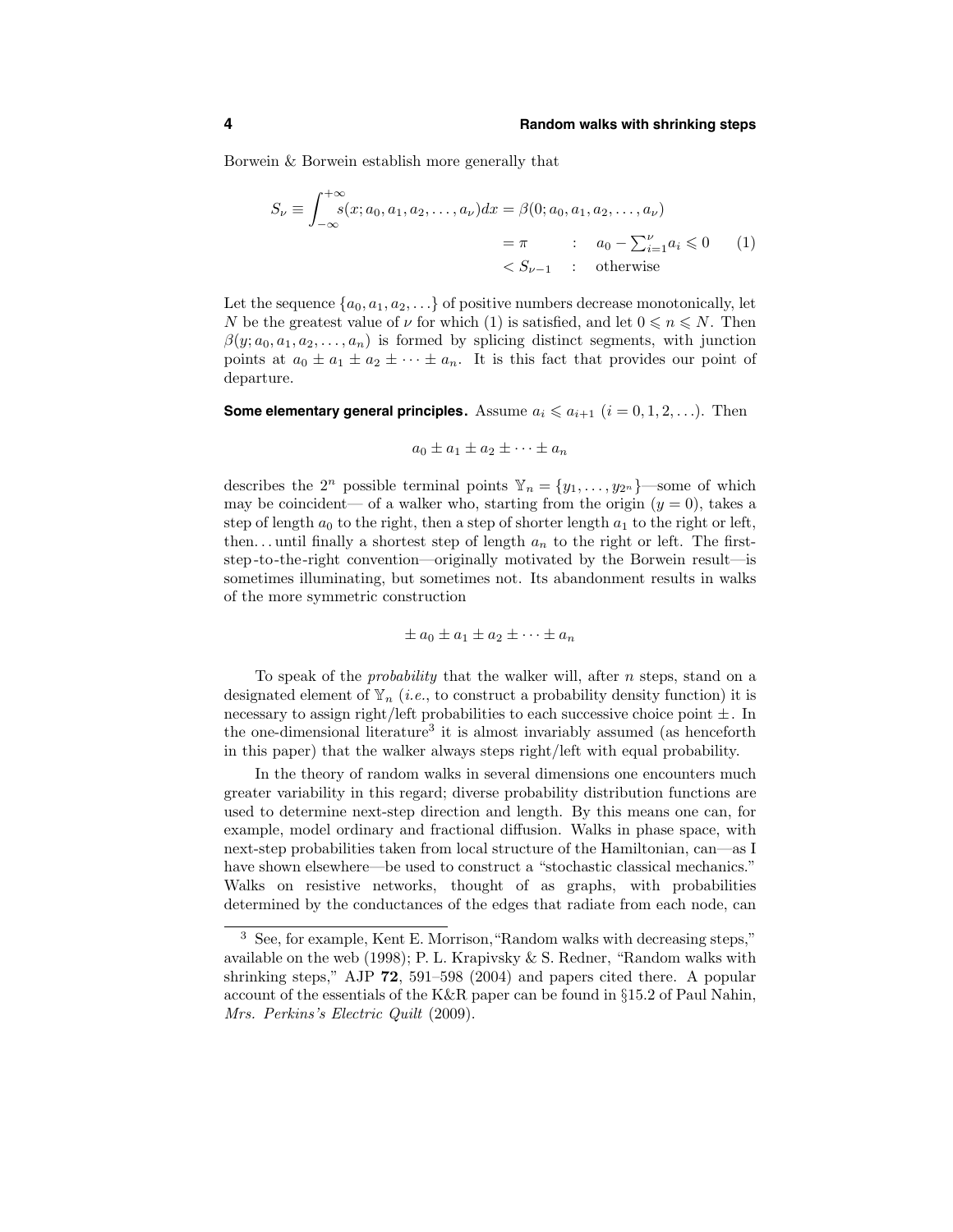Borwein & Borwein establish more generally that

$$
\begin{aligned}
S_\nu \equiv \int_{-\infty}^{+\infty} s(x; a_0, a_1, a_2, \ldots, a_\nu) dx &= \beta(0; a_0, a_1, a_2, \ldots, a_\nu) \\
&= \pi \qquad : \quad a_0 - \textstyle\sum_{i=1}^{\nu} a_i \leqslant 0 \qquad (1) \\
&< S_{\nu-1} \quad : \quad \text{otherwise}
\end{aligned}
$$

Let the sequence $\{a_0, a_1, a_2, \ldots\}$ of positive numbers decrease monotonically, let $N$ be the greatest value of $\nu$ for which (1) is satisfied, and let $0 \leqslant n \leqslant N$. Then $\beta(y; a_0, a_1, a_2, \ldots, a_n)$ is formed by splicing distinct segments, with junction points at $a_0 \pm a_1 \pm a_2 \pm \cdots \pm a_n$. It is this fact that provides our point of departure.

**Some elementary general principles.** Assume $a_i \leqslant a_{i+1}$ $(i = 0, 1, 2, \ldots)$. Then

$$
a_0 \pm a_1 \pm a_2 \pm \cdots \pm a_n
$$

describes the $2^n$ possible terminal points $\mathbb{Y}_n = \{y_1, \ldots, y_{2^n}\}$—some of which may be coincident— of a walker who, starting from the origin $(y = 0)$, takes a step of length $a_0$ to the right, then a step of shorter length $a_1$ to the right or left, then... until finally a shortest step of length $a_n$ to the right or left. The first-step-to-the-right convention—originally motivated by the Borwein result—is sometimes illuminating, but sometimes not. Its abandonment results in walks of the more symmetric construction

$$
\pm a_0 \pm a_1 \pm a_2 \pm \cdots \pm a_n
$$

To speak of the *probability* that the walker will, after $n$ steps, stand on a designated element of $\mathbb{Y}_n$ (*i.e.*, to construct a probability density function) it is necessary to assign right/left probabilities to each successive choice point $\pm$. In the one-dimensional literature[3] it is almost invariably assumed (as henceforth in this paper) that the walker always steps right/left with equal probability.

In the theory of random walks in several dimensions one encounters much greater variability in this regard; diverse probability distribution functions are used to determine next-step direction and length. By this means one can, for example, model ordinary and fractional diffusion. Walks in phase space, with next-step probabilities taken from local structure of the Hamiltonian, can—as I have shown elsewhere—be used to construct a "stochastic classical mechanics." Walks on resistive networks, thought of as graphs, with probabilities determined by the conductances of the edges that radiate from each node, can

---

[3] See, for example, Kent E. Morrison, "Random walks with decreasing steps," available on the web (1998); P. L. Krapivsky & S. Redner, "Random walks with shrinking steps," AJP **72**, 591–598 (2004) and papers cited there. A popular account of the essentials of the K&R paper can be found in §15.2 of Paul Nahin, *Mrs. Perkins's Electric Quilt* (2009).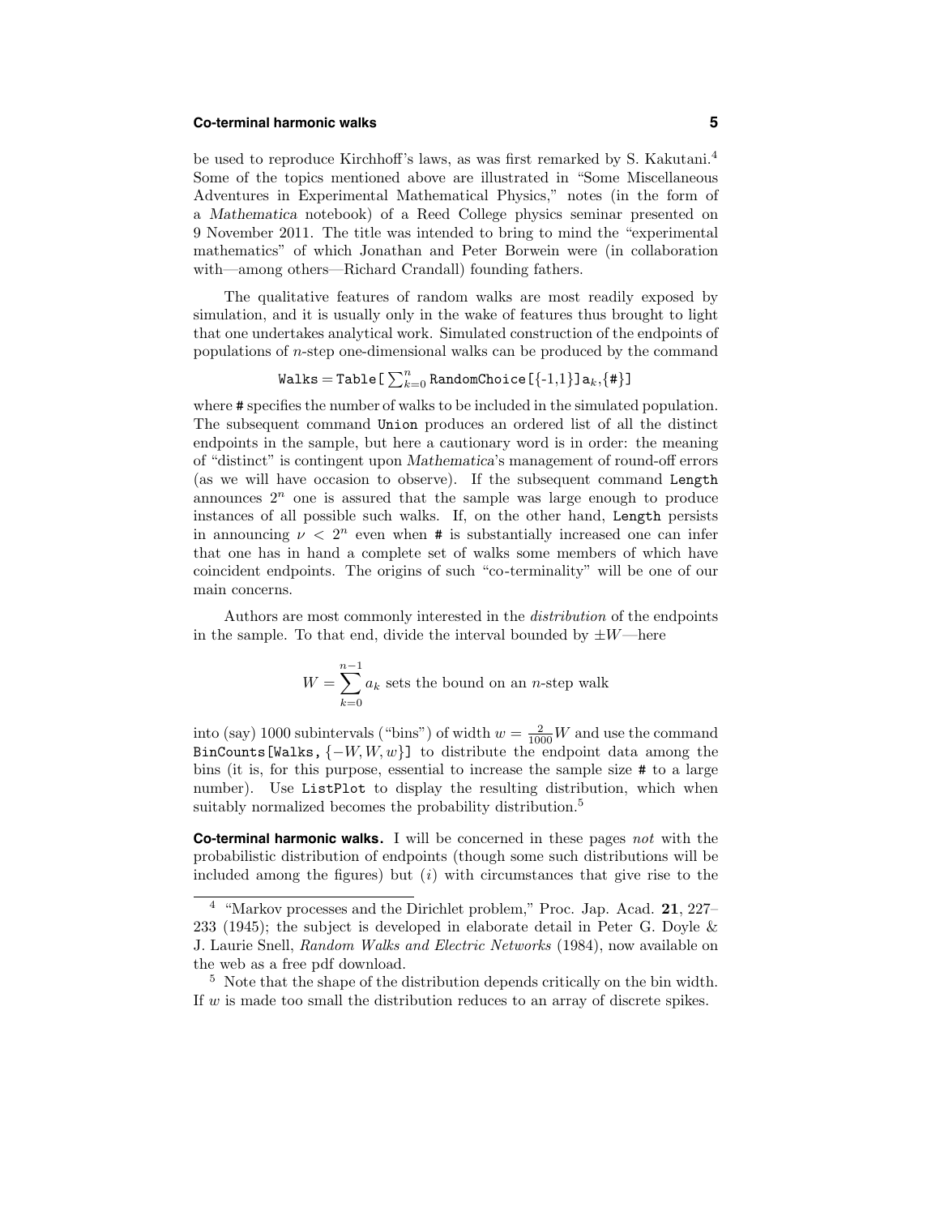be used to reproduce Kirchhoff's laws, as was first remarked by S. Kakutani.[4] Some of the topics mentioned above are illustrated in "Some Miscellaneous Adventures in Experimental Mathematical Physics," notes (in the form of a *Mathematica* notebook) of a Reed College physics seminar presented on 9 November 2011. The title was intended to bring to mind the "experimental mathematics" of which Jonathan and Peter Borwein were (in collaboration with—among others—Richard Crandall) founding fathers.

The qualitative features of random walks are most readily exposed by simulation, and it is usually only in the wake of features thus brought to light that one undertakes analytical work. Simulated construction of the endpoints of populations of $n$-step one-dimensional walks can be produced by the command

$$\texttt{Walks} = \texttt{Table[}\sum_{k=0}^{n}\texttt{RandomChoice[\{-1,1\}]a}_k\texttt{,\{\#\}]}$$

where `#` specifies the number of walks to be included in the simulated population. The subsequent command `Union` produces an ordered list of all the distinct endpoints in the sample, but here a cautionary word is in order: the meaning of "distinct" is contingent upon *Mathematica*'s management of round-off errors (as we will have occasion to observe). If the subsequent command `Length` announces $2^n$ one is assured that the sample was large enough to produce instances of all possible such walks. If, on the other hand, `Length` persists in announcing $\nu < 2^n$ even when `#` is substantially increased one can infer that one has in hand a complete set of walks some members of which have coincident endpoints. The origins of such "co-terminality" will be one of our main concerns.

Authors are most commonly interested in the *distribution* of the endpoints in the sample. To that end, divide the interval bounded by $\pm W$—here

$$W = \sum_{k=0}^{n-1} a_k \text{ sets the bound on an } n\text{-step walk}$$

into (say) 1000 subintervals ("bins") of width $w = \frac{2}{1000}W$ and use the command `BinCounts[Walks,` $\{-W, W, w\}$`]` to distribute the endpoint data among the bins (it is, for this purpose, essential to increase the sample size `#` to a large number). Use `ListPlot` to display the resulting distribution, which when suitably normalized becomes the probability distribution.[5]

**Co-terminal harmonic walks.** I will be concerned in these pages *not* with the probabilistic distribution of endpoints (though some such distributions will be included among the figures) but ($i$) with circumstances that give rise to the

---

[4] "Markov processes and the Dirichlet problem," Proc. Jap. Acad. **21**, 227–233 (1945); the subject is developed in elaborate detail in Peter G. Doyle & J. Laurie Snell, *Random Walks and Electric Networks* (1984), now available on the web as a free pdf download.

[5] Note that the shape of the distribution depends critically on the bin width. If $w$ is made too small the distribution reduces to an array of discrete spikes.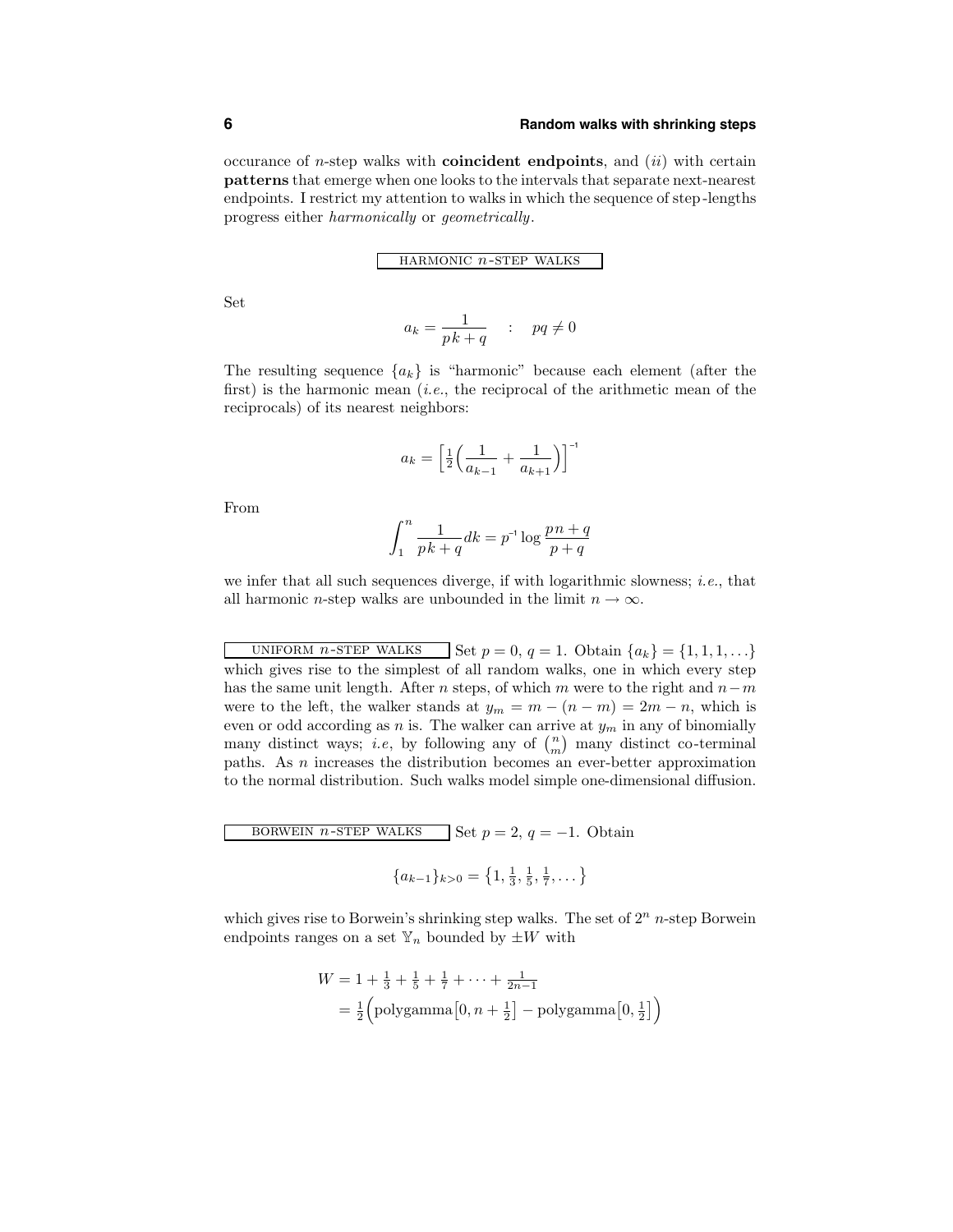occurance of $n$-step walks with **coincident endpoints**, and (*ii*) with certain **patterns** that emerge when one looks to the intervals that separate next-nearest endpoints. I restrict my attention to walks in which the sequence of step-lengths progress either *harmonically* or *geometrically*.

## HARMONIC $n$-STEP WALKS

Set

$$a_k = \frac{1}{pk+q} \quad : \quad pq \neq 0$$

The resulting sequence $\{a_k\}$ is "harmonic" because each element (after the first) is the harmonic mean (*i.e.*, the reciprocal of the arithmetic mean of the reciprocals) of its nearest neighbors:

$$a_k = \Big[\tfrac{1}{2}\Big(\frac{1}{a_{k-1}} + \frac{1}{a_{k+1}}\Big)\Big]^{-1}$$

From

$$\int_1^n \frac{1}{pk+q}dk = p^{-1}\log\frac{pn+q}{p+q}$$

we infer that all such sequences diverge, if with logarithmic slowness; *i.e.*, that all harmonic $n$-step walks are unbounded in the limit $n \to \infty$.

**UNIFORM $n$-STEP WALKS** Set $p = 0$, $q = 1$. Obtain $\{a_k\} = \{1, 1, 1, \ldots\}$ which gives rise to the simplest of all random walks, one in which every step has the same unit length. After $n$ steps, of which $m$ were to the right and $n-m$ were to the left, the walker stands at $y_m = m - (n-m) = 2m - n$, which is even or odd according as $n$ is. The walker can arrive at $y_m$ in any of binomially many distinct ways; *i.e*, by following any of $\binom{n}{m}$ many distinct co-terminal paths. As $n$ increases the distribution becomes an ever-better approximation to the normal distribution. Such walks model simple one-dimensional diffusion.

**BORWEIN $n$-STEP WALKS** Set $p = 2$, $q = -1$. Obtain

$$\{a_{k-1}\}_{k>0} = \big\{1, \tfrac{1}{3}, \tfrac{1}{5}, \tfrac{1}{7}, \ldots\big\}$$

which gives rise to Borwein's shrinking step walks. The set of $2^n$ $n$-step Borwein endpoints ranges on a set $\mathbb{Y}_n$ bounded by $\pm W$ with

$$\begin{aligned}
W &= 1 + \tfrac{1}{3} + \tfrac{1}{5} + \tfrac{1}{7} + \cdots + \tfrac{1}{2n-1} \\
&= \tfrac{1}{2}\Big(\text{polygamma}\big[0, n+\tfrac{1}{2}\big] - \text{polygamma}\big[0, \tfrac{1}{2}\big]\Big)
\end{aligned}$$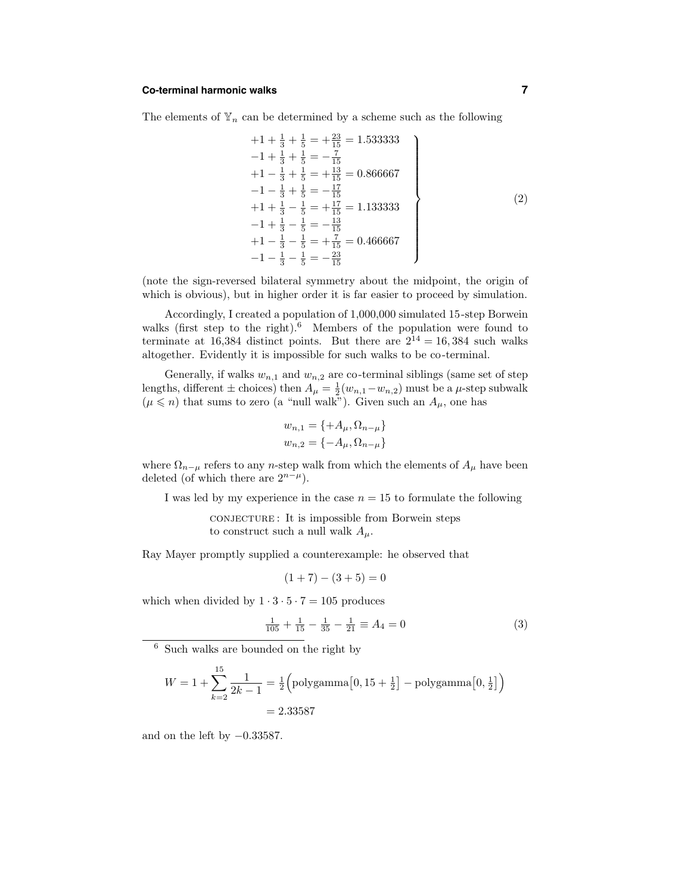The elements of $\mathbb{Y}_n$ can be determined by a scheme such as the following

$$
\left.\begin{array}{l}
+1+\frac{1}{3}+\frac{1}{5}=+\frac{23}{15}=1.533333\\
-1+\frac{1}{3}+\frac{1}{5}=-\frac{7}{15}\\
+1-\frac{1}{3}+\frac{1}{5}=+\frac{13}{15}=0.866667\\
-1-\frac{1}{3}+\frac{1}{5}=-\frac{17}{15}\\
+1+\frac{1}{3}-\frac{1}{5}=+\frac{17}{15}=1.133333\\
-1+\frac{1}{3}-\frac{1}{5}=-\frac{13}{15}\\
+1-\frac{1}{3}-\frac{1}{5}=+\frac{7}{15}=0.466667\\
-1-\frac{1}{3}-\frac{1}{5}=-\frac{23}{15}
\end{array}\right\} \tag{2}
$$

(note the sign-reversed bilateral symmetry about the midpoint, the origin of which is obvious), but in higher order it is far easier to proceed by simulation.

Accordingly, I created a population of 1,000,000 simulated 15-step Borwein walks (first step to the right).[6] Members of the population were found to terminate at 16,384 distinct points. But there are $2^{14} = 16,384$ such walks altogether. Evidently it is impossible for such walks to be co-terminal.

Generally, if walks $w_{n,1}$ and $w_{n,2}$ are co-terminal siblings (same set of step lengths, different $\pm$ choices) then $A_\mu = \frac{1}{2}(w_{n,1} - w_{n,2})$ must be a $\mu$-step subwalk ($\mu \leqslant n$) that sums to zero (a "null walk"). Given such an $A_\mu$, one has

$$
\begin{aligned}
w_{n,1} &= \{+A_\mu, \Omega_{n-\mu}\}\\
w_{n,2} &= \{-A_\mu, \Omega_{n-\mu}\}
\end{aligned}
$$

where $\Omega_{n-\mu}$ refers to any $n$-step walk from which the elements of $A_\mu$ have been deleted (of which there are $2^{n-\mu}$).

I was led by my experience in the case $n = 15$ to formulate the following

> CONJECTURE: It is impossible from Borwein steps to construct such a null walk $A_\mu$.

Ray Mayer promptly supplied a counterexample: he observed that

$$(1 + 7) - (3 + 5) = 0$$

which when divided by $1 \cdot 3 \cdot 5 \cdot 7 = 105$ produces

$$\tfrac{1}{105} + \tfrac{1}{15} - \tfrac{1}{35} - \tfrac{1}{21} \equiv A_4 = 0 \tag{3}$$

---

[6] Such walks are bounded on the right by

$$
\begin{aligned}
W = 1 + \sum_{k=2}^{15} \frac{1}{2k-1} &= \tfrac{1}{2}\Big(\text{polygamma}\big[0, 15 + \tfrac{1}{2}\big] - \text{polygamma}\big[0, \tfrac{1}{2}\big]\Big)\\
&= 2.33587
\end{aligned}
$$

and on the left by $-0.33587$.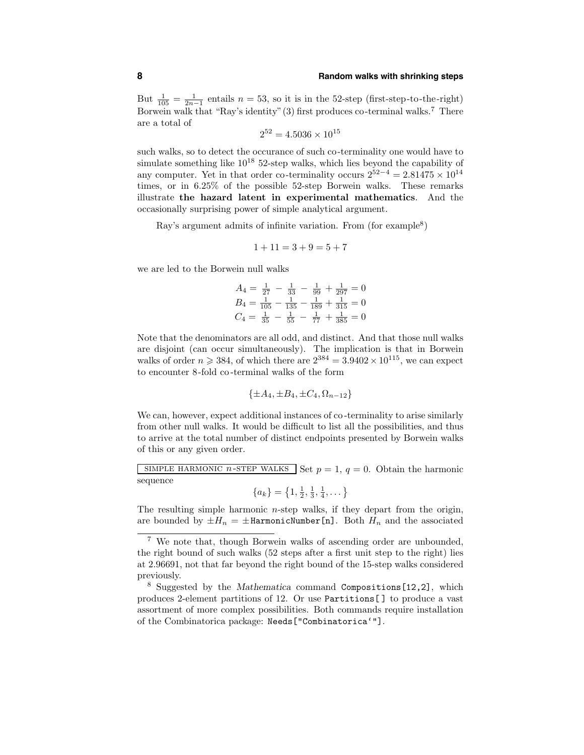But $\frac{1}{105} = \frac{1}{2n-1}$ entails $n = 53$, so it is in the 52-step (first-step-to-the-right) Borwein walk that "Ray's identity" (3) first produces co-terminal walks.[7] There are a total of

$$2^{52} = 4.5036 \times 10^{15}$$

such walks, so to detect the occurance of such co-terminality one would have to simulate something like $10^{18}$ 52-step walks, which lies beyond the capability of any computer. Yet in that order co-terminality occurs $2^{52-4} = 2.81475 \times 10^{14}$ times, or in 6.25% of the possible 52-step Borwein walks. These remarks illustrate **the hazard latent in experimental mathematics**. And the occasionally surprising power of simple analytical argument.

Ray's argument admits of infinite variation. From (for example[8])

$$1 + 11 = 3 + 9 = 5 + 7$$

we are led to the Borwein null walks

$$\begin{aligned}
A_4 &= \tfrac{1}{27} - \tfrac{1}{33} - \tfrac{1}{99} + \tfrac{1}{297} = 0 \\
B_4 &= \tfrac{1}{105} - \tfrac{1}{135} - \tfrac{1}{189} + \tfrac{1}{315} = 0 \\
C_4 &= \tfrac{1}{35} - \tfrac{1}{55} - \tfrac{1}{77} + \tfrac{1}{385} = 0
\end{aligned}$$

Note that the denominators are all odd, and distinct. And that those null walks are disjoint (can occur simultaneously). The implication is that in Borwein walks of order $n \geqslant 384$, of which there are $2^{384} = 3.9402 \times 10^{115}$, we can expect to encounter 8-fold co-terminal walks of the form

$$\{\pm A_4, \pm B_4, \pm C_4, \Omega_{n-12}\}$$

We can, however, expect additional instances of co-terminality to arise similarly from other null walks. It would be difficult to list all the possibilities, and thus to arrive at the total number of distinct endpoints presented by Borwein walks of this or any given order.

SIMPLE HARMONIC $n$-STEP WALKS  Set $p = 1$, $q = 0$. Obtain the harmonic sequence

$$\{a_k\} = \left\{1, \tfrac{1}{2}, \tfrac{1}{3}, \tfrac{1}{4}, \dots\right\}$$

The resulting simple harmonic $n$-step walks, if they depart from the origin, are bounded by $\pm H_n = \pm$`HarmonicNumber[n]`. Both $H_n$ and the associated

---

[7] We note that, though Borwein walks of ascending order are unbounded, the right bound of such walks (52 steps after a first unit step to the right) lies at 2.96691, not that far beyond the right bound of the 15-step walks considered previously.

[8] Suggested by the *Mathematica* command `Compositions[12,2]`, which produces 2-element partitions of 12. Or use `Partitions[]` to produce a vast assortment of more complex possibilities. Both commands require installation of the Combinatorica package: `Needs["Combinatorica`"]`.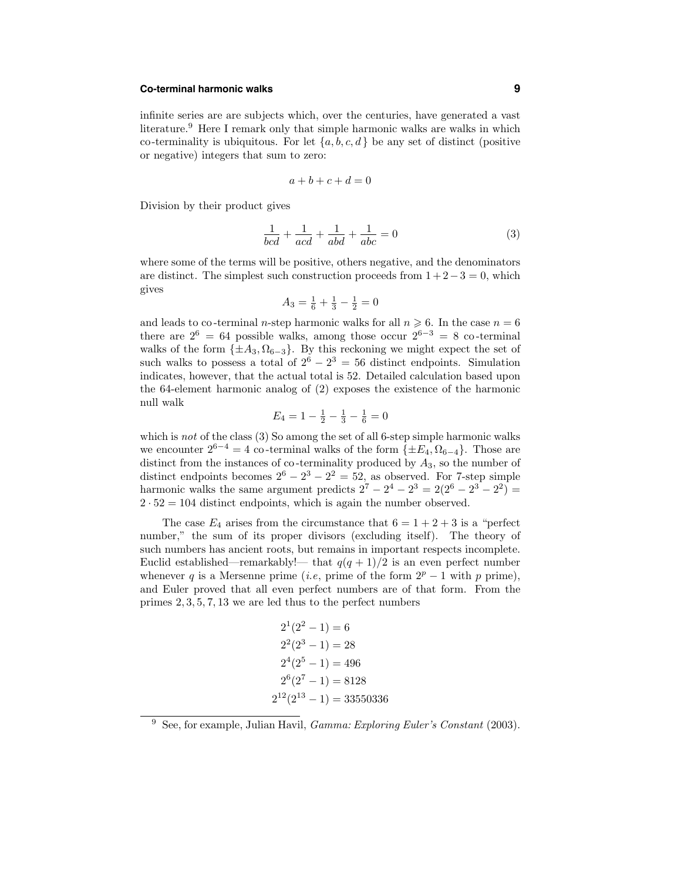infinite series are are subjects which, over the centuries, have generated a vast literature.[9] Here I remark only that simple harmonic walks are walks in which co-terminality is ubiquitous. For let $\{a, b, c, d\}$ be any set of distinct (positive or negative) integers that sum to zero:

$$a + b + c + d = 0$$

Division by their product gives

$$\frac{1}{bcd} + \frac{1}{acd} + \frac{1}{abd} + \frac{1}{abc} = 0 \tag{3}$$

where some of the terms will be positive, others negative, and the denominators are distinct. The simplest such construction proceeds from $1+2-3=0$, which gives

$$A_3 = \tfrac{1}{6} + \tfrac{1}{3} - \tfrac{1}{2} = 0$$

and leads to co-terminal $n$-step harmonic walks for all $n \geqslant 6$. In the case $n = 6$ there are $2^6 = 64$ possible walks, among those occur $2^{6-3} = 8$ co-terminal walks of the form $\{\pm A_3, \Omega_{6-3}\}$. By this reckoning we might expect the set of such walks to possess a total of $2^6 - 2^3 = 56$ distinct endpoints. Simulation indicates, however, that the actual total is 52. Detailed calculation based upon the 64-element harmonic analog of (2) exposes the existence of the harmonic null walk

$$E_4 = 1 - \tfrac{1}{2} - \tfrac{1}{3} - \tfrac{1}{6} = 0$$

which is *not* of the class (3) So among the set of all 6-step simple harmonic walks we encounter $2^{6-4} = 4$ co-terminal walks of the form $\{\pm E_4, \Omega_{6-4}\}$. Those are distinct from the instances of co-terminality produced by $A_3$, so the number of distinct endpoints becomes $2^6 - 2^3 - 2^2 = 52$, as observed. For 7-step simple harmonic walks the same argument predicts $2^7 - 2^4 - 2^3 = 2(2^6 - 2^3 - 2^2) = 2 \cdot 52 = 104$ distinct endpoints, which is again the number observed.

The case $E_4$ arises from the circumstance that $6 = 1 + 2 + 3$ is a "perfect number," the sum of its proper divisors (excluding itself). The theory of such numbers has ancient roots, but remains in important respects incomplete. Euclid established—remarkably!— that $q(q+1)/2$ is an even perfect number whenever $q$ is a Mersenne prime (*i.e*, prime of the form $2^p - 1$ with $p$ prime), and Euler proved that all even perfect numbers are of that form. From the primes $2, 3, 5, 7, 13$ we are led thus to the perfect numbers

$$\begin{aligned}
2^1(2^2 - 1) &= 6 \\
2^2(2^3 - 1) &= 28 \\
2^4(2^5 - 1) &= 496 \\
2^6(2^7 - 1) &= 8128 \\
2^{12}(2^{13} - 1) &= 33550336
\end{aligned}$$

[9] See, for example, Julian Havil, *Gamma: Exploring Euler's Constant* (2003).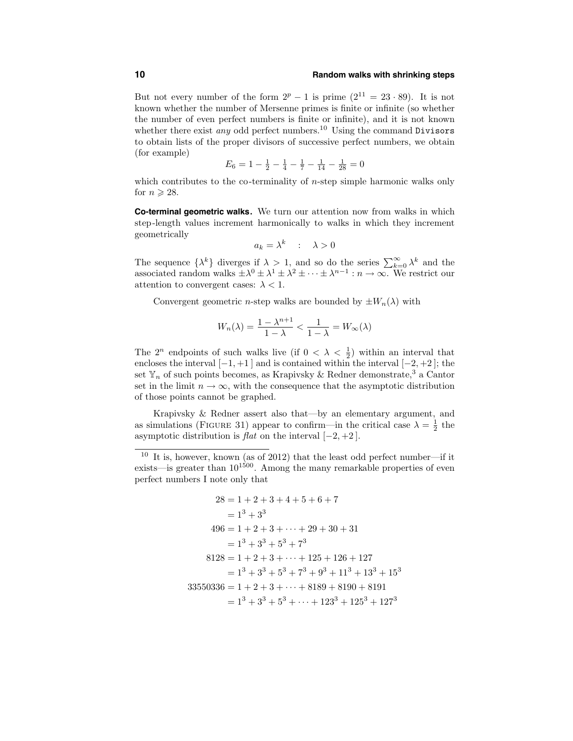But not every number of the form $2^p - 1$ is prime ($2^{11} = 23 \cdot 89$). It is not known whether the number of Mersenne primes is finite or infinite (so whether the number of even perfect numbers is finite or infinite), and it is not known whether there exist *any* odd perfect numbers.[10] Using the command `Divisors` to obtain lists of the proper divisors of successive perfect numbers, we obtain (for example)

$$E_6 = 1 - \tfrac{1}{2} - \tfrac{1}{4} - \tfrac{1}{7} - \tfrac{1}{14} - \tfrac{1}{28} = 0$$

which contributes to the co-terminality of $n$-step simple harmonic walks only for $n \geqslant 28$.

**Co-terminal geometric walks.** We turn our attention now from walks in which step-length values increment harmonically to walks in which they increment geometrically

$$a_k = \lambda^k \quad : \quad \lambda > 0$$

The sequence $\{\lambda^k\}$ diverges if $\lambda > 1$, and so do the series $\sum_{k=0}^{\infty} \lambda^k$ and the associated random walks $\pm\lambda^0 \pm \lambda^1 \pm \lambda^2 \pm \cdots \pm \lambda^{n-1} : n \to \infty$. We restrict our attention to convergent cases: $\lambda < 1$.

Convergent geometric $n$-step walks are bounded by $\pm W_n(\lambda)$ with

$$W_n(\lambda) = \frac{1 - \lambda^{n+1}}{1 - \lambda} < \frac{1}{1 - \lambda} = W_\infty(\lambda)$$

The $2^n$ endpoints of such walks live (if $0 < \lambda < \frac{1}{2}$) within an interval that encloses the interval $[-1, +1]$ and is contained within the interval $[-2, +2]$; the set $\mathbb{Y}_n$ of such points becomes, as Krapivsky & Redner demonstrate,[3] a Cantor set in the limit $n \to \infty$, with the consequence that the asymptotic distribution of those points cannot be graphed.

Krapivsky & Redner assert also that—by an elementary argument, and as simulations (Figure 31) appear to confirm—in the critical case $\lambda = \frac{1}{2}$ the asymptotic distribution is *flat* on the interval $[-2, +2]$.

---

[10] It is, however, known (as of 2012) that the least odd perfect number—if it exists—is greater than $10^{1500}$. Among the many remarkable properties of even perfect numbers I note only that

$$\begin{aligned}
28 &= 1 + 2 + 3 + 4 + 5 + 6 + 7 \\
&= 1^3 + 3^3 \\
496 &= 1 + 2 + 3 + \cdots + 29 + 30 + 31 \\
&= 1^3 + 3^3 + 5^3 + 7^3 \\
8128 &= 1 + 2 + 3 + \cdots + 125 + 126 + 127 \\
&= 1^3 + 3^3 + 5^3 + 7^3 + 9^3 + 11^3 + 13^3 + 15^3 \\
33550336 &= 1 + 2 + 3 + \cdots + 8189 + 8190 + 8191 \\
&= 1^3 + 3^3 + 5^3 + \cdots + 123^3 + 125^3 + 127^3
\end{aligned}$$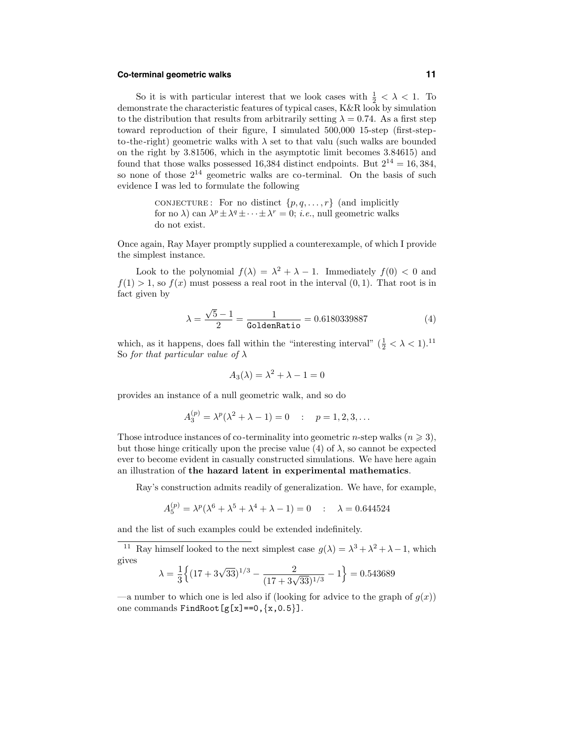So it is with particular interest that we look cases with $\frac{1}{2} < \lambda < 1$. To demonstrate the characteristic features of typical cases, K&R look by simulation to the distribution that results from arbitrarily setting $\lambda = 0.74$. As a first step toward reproduction of their figure, I simulated 500,000 15-step (first-step-to-the-right) geometric walks with $\lambda$ set to that valu (such walks are bounded on the right by 3.81506, which in the asymptotic limit becomes 3.84615) and found that those walks possessed 16,384 distinct endpoints. But $2^{14} = 16,384$, so none of those $2^{14}$ geometric walks are co-terminal. On the basis of such evidence I was led to formulate the following

> CONJECTURE: For no distinct $\{p, q, \ldots, r\}$ (and implicitly for no $\lambda$) can $\lambda^p \pm \lambda^q \pm \cdots \pm \lambda^r = 0$; *i.e.*, null geometric walks do not exist.

Once again, Ray Mayer promptly supplied a counterexample, of which I provide the simplest instance.

Look to the polynomial $f(\lambda) = \lambda^2 + \lambda - 1$. Immediately $f(0) < 0$ and $f(1) > 1$, so $f(x)$ must possess a real root in the interval $(0, 1)$. That root is in fact given by

$$\lambda = \frac{\sqrt{5} - 1}{2} = \frac{1}{\texttt{GoldenRatio}} = 0.6180339887 \tag{4}$$

which, as it happens, does fall within the "interesting interval" ($\frac{1}{2} < \lambda < 1$).[11] So *for that particular value of* $\lambda$

$$A_3(\lambda) = \lambda^2 + \lambda - 1 = 0$$

provides an instance of a null geometric walk, and so do

$$A_3^{(p)} = \lambda^p(\lambda^2 + \lambda - 1) = 0 \quad : \quad p = 1, 2, 3, \ldots$$

Those introduce instances of co-terminality into geometric $n$-step walks ($n \geqslant 3$), but those hinge critically upon the precise value (4) of $\lambda$, so cannot be expected ever to become evident in casually constructed simulations. We have here again an illustration of **the hazard latent in experimental mathematics**.

Ray's construction admits readily of generalization. We have, for example,

$$A_5^{(p)} = \lambda^p(\lambda^6 + \lambda^5 + \lambda^4 + \lambda - 1) = 0 \quad : \quad \lambda = 0.644524$$

and the list of such examples could be extended indefinitely.

---

[11] Ray himself looked to the next simplest case $g(\lambda) = \lambda^3 + \lambda^2 + \lambda - 1$, which gives

$$\lambda = \frac{1}{3}\Big\{(17 + 3\sqrt{33})^{1/3} - \frac{2}{(17 + 3\sqrt{33})^{1/3}} - 1\Big\} = 0.543689$$

—a number to which one is led also if (looking for advice to the graph of $g(x)$) one commands `FindRoot[g[x]==0,{x,0.5}]`.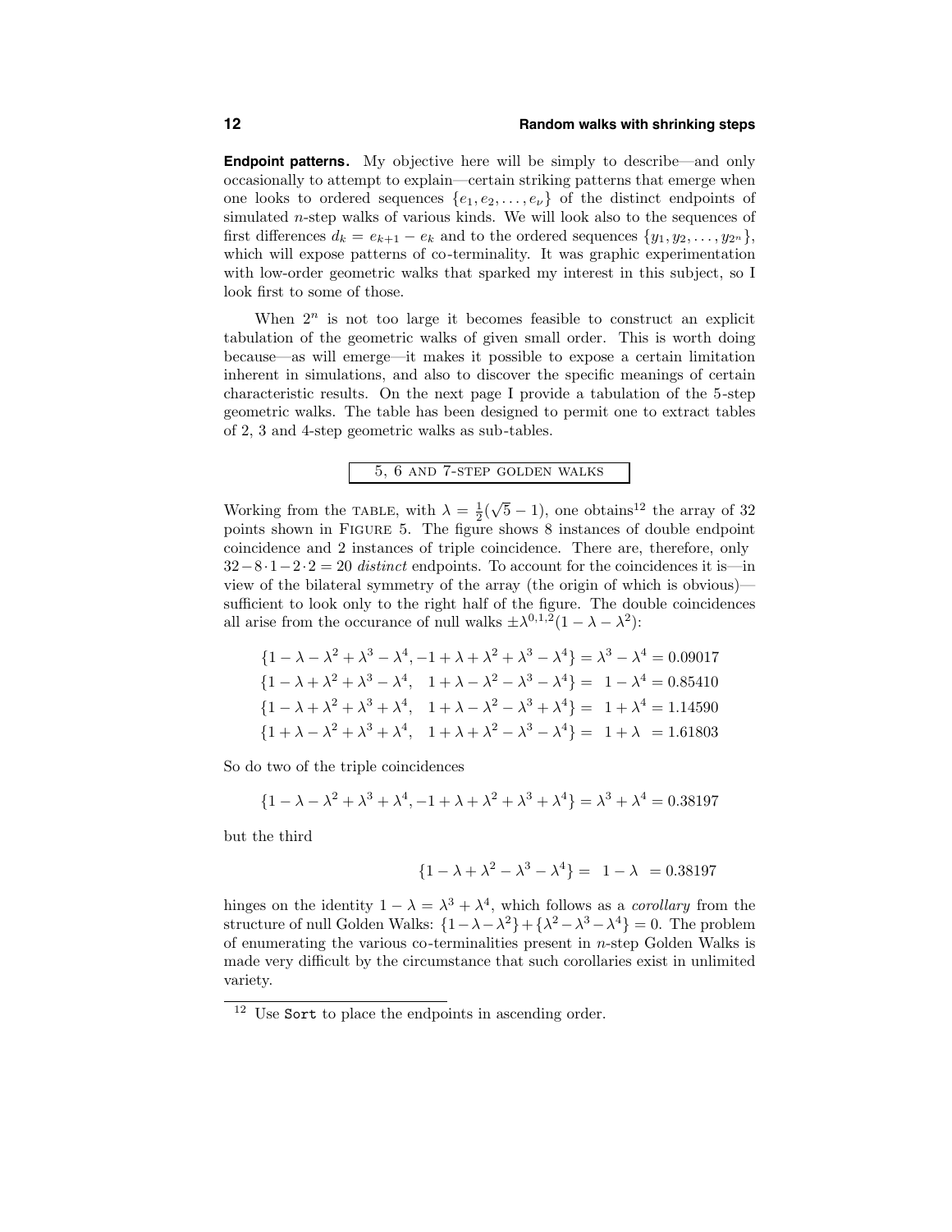**Endpoint patterns.** My objective here will be simply to describe—and only occasionally to attempt to explain—certain striking patterns that emerge when one looks to ordered sequences $\{e_1, e_2, \ldots, e_\nu\}$ of the distinct endpoints of simulated $n$-step walks of various kinds. We will look also to the sequences of first differences $d_k = e_{k+1} - e_k$ and to the ordered sequences $\{y_1, y_2, \ldots, y_{2^n}\}$, which will expose patterns of co-terminality. It was graphic experimentation with low-order geometric walks that sparked my interest in this subject, so I look first to some of those.

When $2^n$ is not too large it becomes feasible to construct an explicit tabulation of the geometric walks of given small order. This is worth doing because—as will emerge—it makes it possible to expose a certain limitation inherent in simulations, and also to discover the specific meanings of certain characteristic results. On the next page I provide a tabulation of the 5-step geometric walks. The table has been designed to permit one to extract tables of 2, 3 and 4-step geometric walks as sub-tables.

## 5, 6 and 7-step golden walks

Working from the TABLE, with $\lambda = \frac{1}{2}(\sqrt{5} - 1)$, one obtains[12] the array of 32 points shown in FIGURE 5. The figure shows 8 instances of double endpoint coincidence and 2 instances of triple coincidence. There are, therefore, only $32 - 8 \cdot 1 - 2 \cdot 2 = 20$ *distinct* endpoints. To account for the coincidences it is—in view of the bilateral symmetry of the array (the origin of which is obvious)—sufficient to look only to the right half of the figure. The double coincidences all arise from the occurance of null walks $\pm\lambda^{0,1,2}(1 - \lambda - \lambda^2)$:

$$\{1 - \lambda - \lambda^2 + \lambda^3 - \lambda^4, -1 + \lambda + \lambda^2 + \lambda^3 - \lambda^4\} = \lambda^3 - \lambda^4 = 0.09017$$
$$\{1 - \lambda + \lambda^2 + \lambda^3 - \lambda^4, \quad 1 + \lambda - \lambda^2 - \lambda^3 - \lambda^4\} = \ \ 1 - \lambda^4 = 0.85410$$
$$\{1 - \lambda + \lambda^2 + \lambda^3 + \lambda^4, \quad 1 + \lambda - \lambda^2 - \lambda^3 + \lambda^4\} = \ \ 1 + \lambda^4 = 1.14590$$
$$\{1 + \lambda - \lambda^2 + \lambda^3 + \lambda^4, \quad 1 + \lambda + \lambda^2 - \lambda^3 - \lambda^4\} = \ \ 1 + \lambda \ \ = 1.61803$$

So do two of the triple coincidences

$$\{1 - \lambda - \lambda^2 + \lambda^3 + \lambda^4, -1 + \lambda + \lambda^2 + \lambda^3 + \lambda^4\} = \lambda^3 + \lambda^4 = 0.38197$$

but the third

$$\{1 - \lambda + \lambda^2 - \lambda^3 - \lambda^4\} = \ \ 1 - \lambda \ \ = 0.38197$$

hinges on the identity $1 - \lambda = \lambda^3 + \lambda^4$, which follows as a *corollary* from the structure of null Golden Walks: $\{1 - \lambda - \lambda^2\} + \{\lambda^2 - \lambda^3 - \lambda^4\} = 0$. The problem of enumerating the various co-terminalities present in $n$-step Golden Walks is made very difficult by the circumstance that such corollaries exist in unlimited variety.

---

[12] Use `Sort` to place the endpoints in ascending order.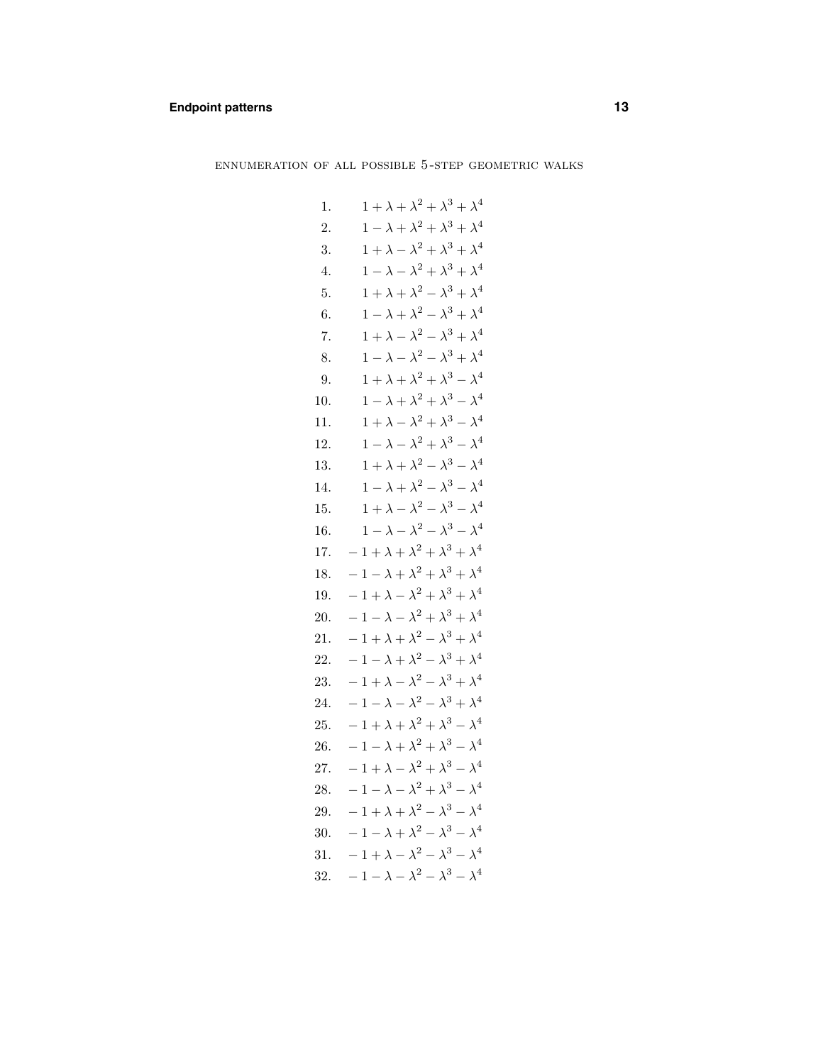ENNUMERATION OF ALL POSSIBLE 5-STEP GEOMETRIC WALKS

1. $1+\lambda+\lambda^2+\lambda^3+\lambda^4$
2. $1-\lambda+\lambda^2+\lambda^3+\lambda^4$
3. $1+\lambda-\lambda^2+\lambda^3+\lambda^4$
4. $1-\lambda-\lambda^2+\lambda^3+\lambda^4$
5. $1+\lambda+\lambda^2-\lambda^3+\lambda^4$
6. $1-\lambda+\lambda^2-\lambda^3+\lambda^4$
7. $1+\lambda-\lambda^2-\lambda^3+\lambda^4$
8. $1-\lambda-\lambda^2-\lambda^3+\lambda^4$
9. $1+\lambda+\lambda^2+\lambda^3-\lambda^4$
10. $1-\lambda+\lambda^2+\lambda^3-\lambda^4$
11. $1+\lambda-\lambda^2+\lambda^3-\lambda^4$
12. $1-\lambda-\lambda^2+\lambda^3-\lambda^4$
13. $1+\lambda+\lambda^2-\lambda^3-\lambda^4$
14. $1-\lambda+\lambda^2-\lambda^3-\lambda^4$
15. $1+\lambda-\lambda^2-\lambda^3-\lambda^4$
16. $1-\lambda-\lambda^2-\lambda^3-\lambda^4$
17. $-1+\lambda+\lambda^2+\lambda^3+\lambda^4$
18. $-1-\lambda+\lambda^2+\lambda^3+\lambda^4$
19. $-1+\lambda-\lambda^2+\lambda^3+\lambda^4$
20. $-1-\lambda-\lambda^2+\lambda^3+\lambda^4$
21. $-1+\lambda+\lambda^2-\lambda^3+\lambda^4$
22. $-1-\lambda+\lambda^2-\lambda^3+\lambda^4$
23. $-1+\lambda-\lambda^2-\lambda^3+\lambda^4$
24. $-1-\lambda-\lambda^2-\lambda^3+\lambda^4$
25. $-1+\lambda+\lambda^2+\lambda^3-\lambda^4$
26. $-1-\lambda+\lambda^2+\lambda^3-\lambda^4$
27. $-1+\lambda-\lambda^2+\lambda^3-\lambda^4$
28. $-1-\lambda-\lambda^2+\lambda^3-\lambda^4$
29. $-1+\lambda+\lambda^2-\lambda^3-\lambda^4$
30. $-1-\lambda+\lambda^2-\lambda^3-\lambda^4$
31. $-1+\lambda-\lambda^2-\lambda^3-\lambda^4$
32. $-1-\lambda-\lambda^2-\lambda^3-\lambda^4$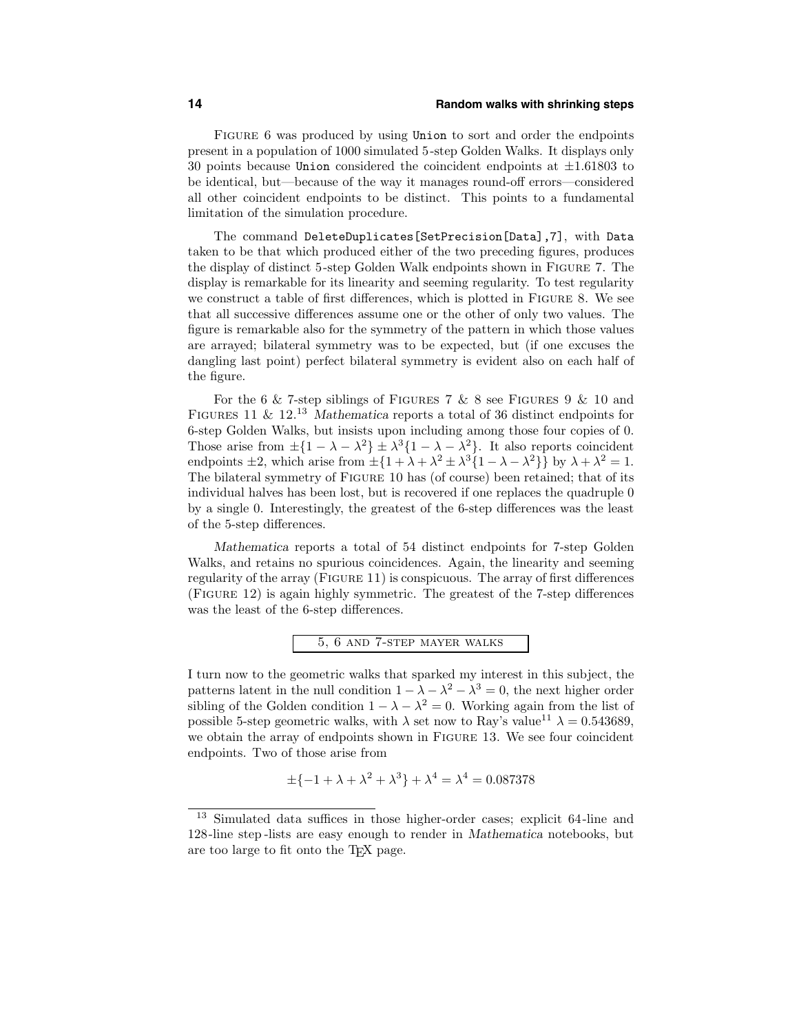FIGURE 6 was produced by using `Union` to sort and order the endpoints present in a population of 1000 simulated 5-step Golden Walks. It displays only 30 points because `Union` considered the coincident endpoints at $\pm 1.61803$ to be identical, but—because of the way it manages round-off errors—considered all other coincident endpoints to be distinct. This points to a fundamental limitation of the simulation procedure.

The command `DeleteDuplicates[SetPrecision[Data],7]`, with `Data` taken to be that which produced either of the two preceding figures, produces the display of distinct 5-step Golden Walk endpoints shown in FIGURE 7. The display is remarkable for its linearity and seeming regularity. To test regularity we construct a table of first differences, which is plotted in FIGURE 8. We see that all successive differences assume one or the other of only two values. The figure is remarkable also for the symmetry of the pattern in which those values are arrayed; bilateral symmetry was to be expected, but (if one excuses the dangling last point) perfect bilateral symmetry is evident also on each half of the figure.

For the 6 & 7-step siblings of FIGURES 7 & 8 see FIGURES 9 & 10 and FIGURES 11 & 12.[13] *Mathematica* reports a total of 36 distinct endpoints for 6-step Golden Walks, but insists upon including among those four copies of 0. Those arise from $\pm\{1-\lambda-\lambda^2\} \pm \lambda^3\{1-\lambda-\lambda^2\}$. It also reports coincident endpoints $\pm 2$, which arise from $\pm\{1+\lambda+\lambda^2 \pm \lambda^3\{1-\lambda-\lambda^2\}\}$ by $\lambda+\lambda^2=1$. The bilateral symmetry of FIGURE 10 has (of course) been retained; that of its individual halves has been lost, but is recovered if one replaces the quadruple 0 by a single 0. Interestingly, the greatest of the 6-step differences was the least of the 5-step differences.

*Mathematica* reports a total of 54 distinct endpoints for 7-step Golden Walks, and retains no spurious coincidences. Again, the linearity and seeming regularity of the array (FIGURE 11) is conspicuous. The array of first differences (FIGURE 12) is again highly symmetric. The greatest of the 7-step differences was the least of the 6-step differences.

## 5, 6 and 7-step Mayer walks

I turn now to the geometric walks that sparked my interest in this subject, the patterns latent in the null condition $1-\lambda-\lambda^2-\lambda^3=0$, the next higher order sibling of the Golden condition $1-\lambda-\lambda^2=0$. Working again from the list of possible 5-step geometric walks, with $\lambda$ set now to Ray's value[11] $\lambda = 0.543689$, we obtain the array of endpoints shown in FIGURE 13. We see four coincident endpoints. Two of those arise from

$$\pm\{-1+\lambda+\lambda^2+\lambda^3\}+\lambda^4=\lambda^4=0.087378$$

---

[13] Simulated data suffices in those higher-order cases; explicit 64-line and 128-line step-lists are easy enough to render in *Mathematica* notebooks, but are too large to fit onto the TEX page.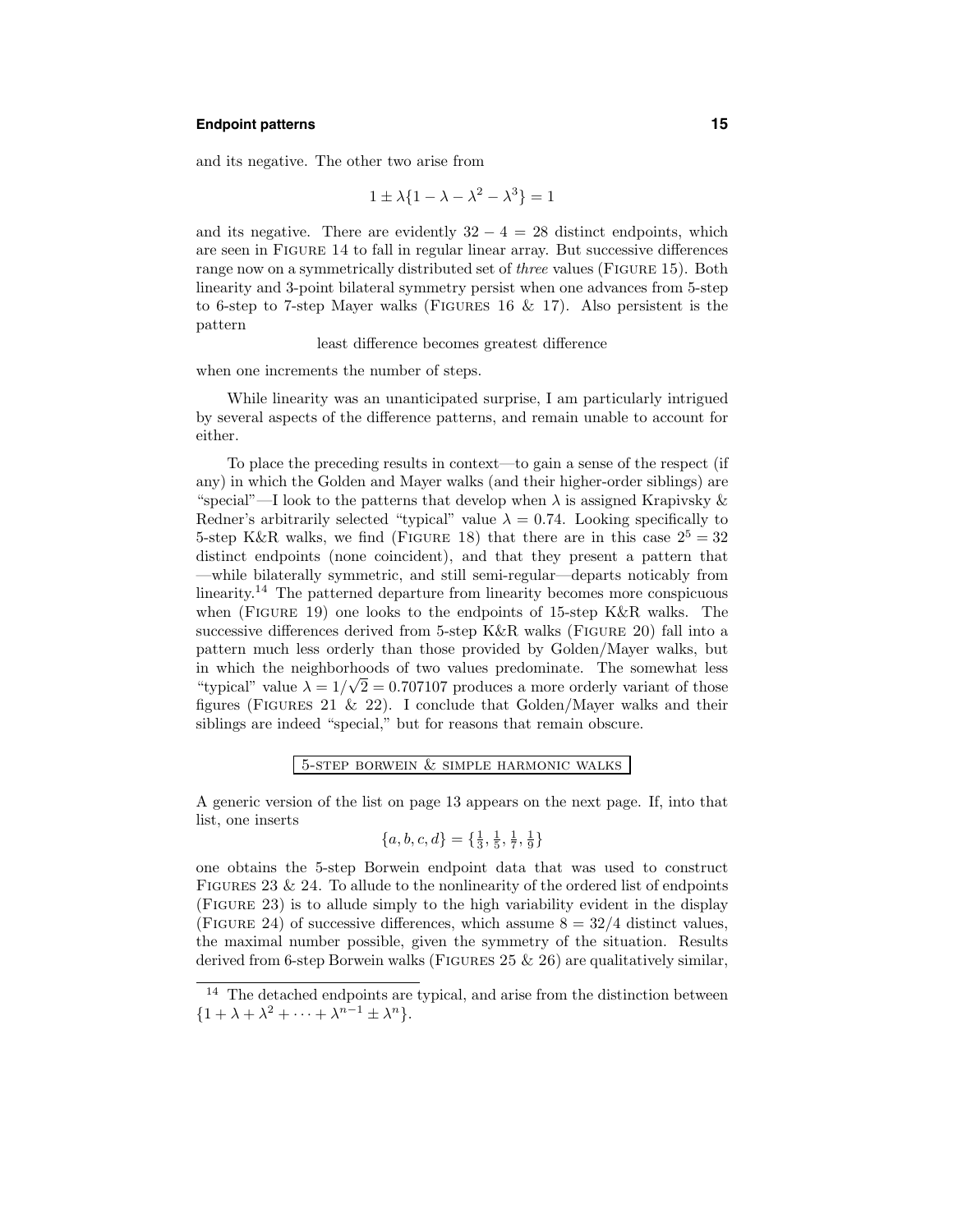and its negative. The other two arise from

$$1 \pm \lambda\{1 - \lambda - \lambda^2 - \lambda^3\} = 1$$

and its negative. There are evidently $32 - 4 = 28$ distinct endpoints, which are seen in FIGURE 14 to fall in regular linear array. But successive differences range now on a symmetrically distributed set of *three* values (FIGURE 15). Both linearity and 3-point bilateral symmetry persist when one advances from 5-step to 6-step to 7-step Mayer walks (FIGURES 16 & 17). Also persistent is the pattern

least difference becomes greatest difference

when one increments the number of steps.

While linearity was an unanticipated surprise, I am particularly intrigued by several aspects of the difference patterns, and remain unable to account for either.

To place the preceding results in context—to gain a sense of the respect (if any) in which the Golden and Mayer walks (and their higher-order siblings) are "special"—I look to the patterns that develop when $\lambda$ is assigned Krapivsky & Redner's arbitrarily selected "typical" value $\lambda = 0.74$. Looking specifically to 5-step K&R walks, we find (FIGURE 18) that there are in this case $2^5 = 32$ distinct endpoints (none coincident), and that they present a pattern that —while bilaterally symmetric, and still semi-regular—departs noticably from linearity.[14] The patterned departure from linearity becomes more conspicuous when (FIGURE 19) one looks to the endpoints of 15-step K&R walks. The successive differences derived from 5-step K&R walks (FIGURE 20) fall into a pattern much less orderly than those provided by Golden/Mayer walks, but in which the neighborhoods of two values predominate. The somewhat less "typical" value $\lambda = 1/\sqrt{2} = 0.707107$ produces a more orderly variant of those figures (FIGURES 21 & 22). I conclude that Golden/Mayer walks and their siblings are indeed "special," but for reasons that remain obscure.

## 5-STEP BORWEIN & SIMPLE HARMONIC WALKS

A generic version of the list on page 13 appears on the next page. If, into that list, one inserts

$$\{a, b, c, d\} = \{\tfrac{1}{3}, \tfrac{1}{5}, \tfrac{1}{7}, \tfrac{1}{9}\}$$

one obtains the 5-step Borwein endpoint data that was used to construct FIGURES 23 & 24. To allude to the nonlinearity of the ordered list of endpoints (FIGURE 23) is to allude simply to the high variability evident in the display (FIGURE 24) of successive differences, which assume $8 = 32/4$ distinct values, the maximal number possible, given the symmetry of the situation. Results derived from 6-step Borwein walks (FIGURES 25 & 26) are qualitatively similar,

---

[14] The detached endpoints are typical, and arise from the distinction between $\{1 + \lambda + \lambda^2 + \cdots + \lambda^{n-1} \pm \lambda^n\}$.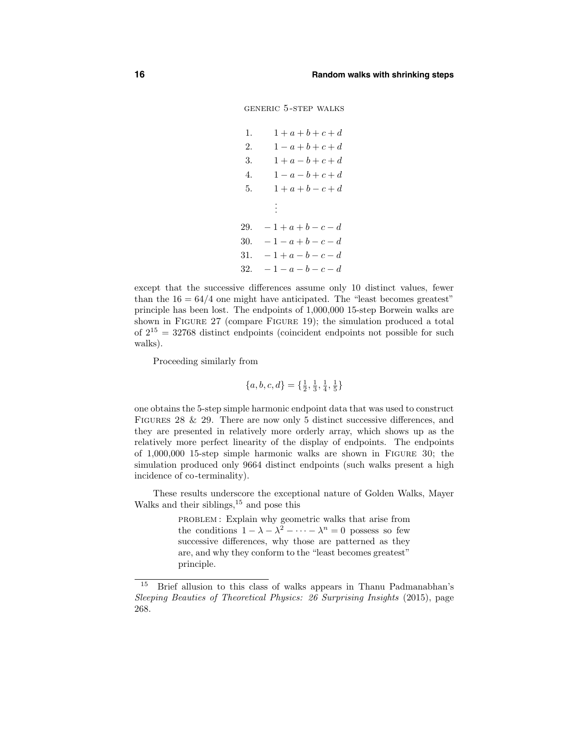GENERIC 5-STEP WALKS

$$
\begin{array}{rl}
1. & 1+a+b+c+d \\
2. & 1-a+b+c+d \\
3. & 1+a-b+c+d \\
4. & 1-a-b+c+d \\
5. & 1+a+b-c+d \\
 & \vdots \\
29. & -1+a+b-c-d \\
30. & -1-a+b-c-d \\
31. & -1+a-b-c-d \\
32. & -1-a-b-c-d
\end{array}
$$

except that the successive differences assume only 10 distinct values, fewer than the $16 = 64/4$ one might have anticipated. The "least becomes greatest" principle has been lost. The endpoints of 1,000,000 15-step Borwein walks are shown in FIGURE 27 (compare FIGURE 19); the simulation produced a total of $2^{15} = 32768$ distinct endpoints (coincident endpoints not possible for such walks).

Proceeding similarly from

$$\{a, b, c, d\} = \{\tfrac{1}{2}, \tfrac{1}{3}, \tfrac{1}{4}, \tfrac{1}{5}\}$$

one obtains the 5-step simple harmonic endpoint data that was used to construct FIGURES 28 & 29. There are now only 5 distinct successive differences, and they are presented in relatively more orderly array, which shows up as the relatively more perfect linearity of the display of endpoints. The endpoints of 1,000,000 15-step simple harmonic walks are shown in FIGURE 30; the simulation produced only 9664 distinct endpoints (such walks present a high incidence of co-terminality).

These results underscore the exceptional nature of Golden Walks, Mayer Walks and their siblings,[15] and pose this

> PROBLEM: Explain why geometric walks that arise from the conditions $1 - \lambda - \lambda^2 - \cdots - \lambda^n = 0$ possess so few successive differences, why those are patterned as they are, and why they conform to the "least becomes greatest" principle.

---

[15] Brief allusion to this class of walks appears in Thanu Padmanabhan's *Sleeping Beauties of Theoretical Physics: 26 Surprising Insights* (2015), page 268.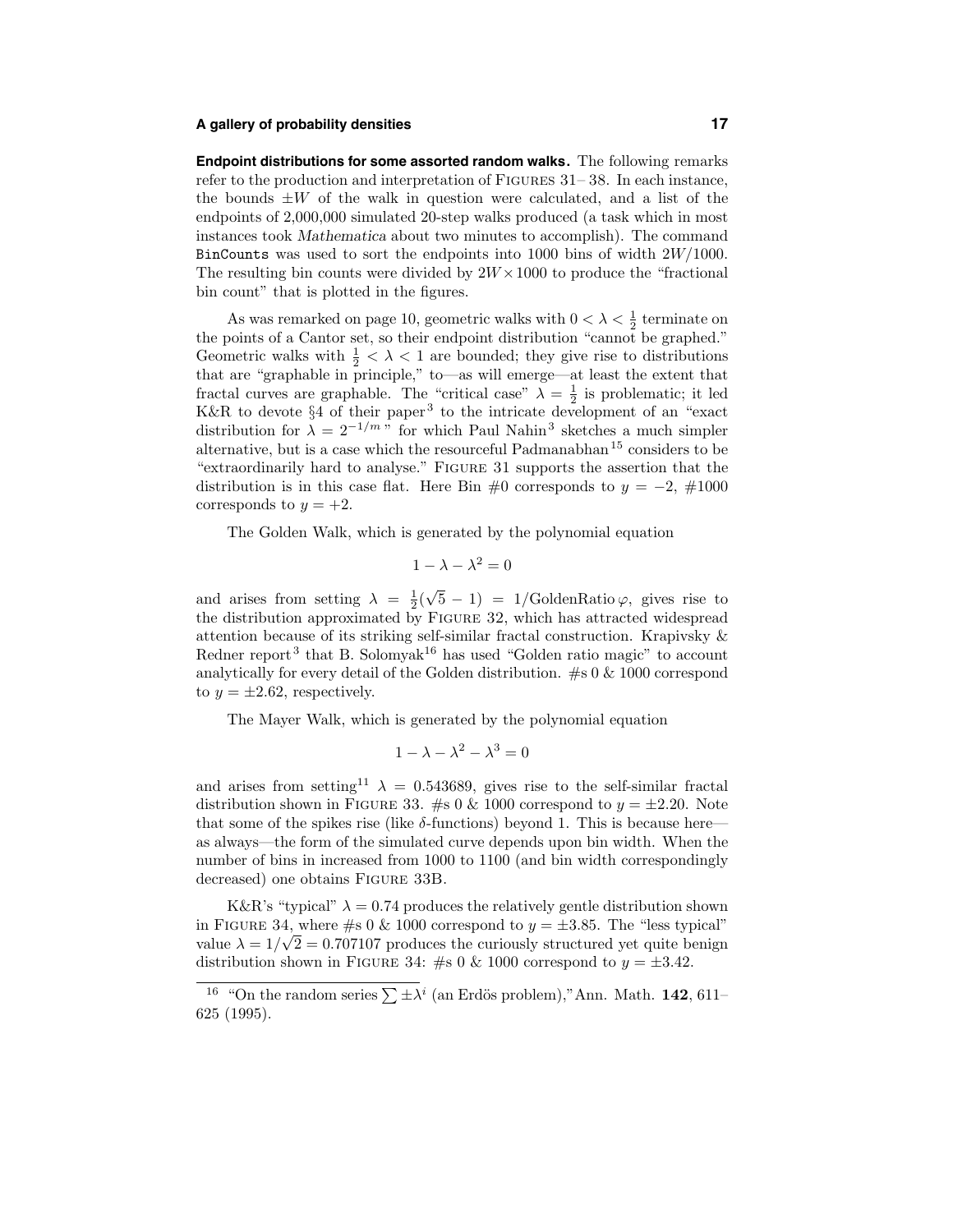**Endpoint distributions for some assorted random walks.** The following remarks refer to the production and interpretation of FIGURES 31–38. In each instance, the bounds $\pm W$ of the walk in question were calculated, and a list of the endpoints of 2,000,000 simulated 20-step walks produced (a task which in most instances took *Mathematica* about two minutes to accomplish). The command `BinCounts` was used to sort the endpoints into 1000 bins of width $2W/1000$. The resulting bin counts were divided by $2W \times 1000$ to produce the "fractional bin count" that is plotted in the figures.

As was remarked on page 10, geometric walks with $0 < \lambda < \frac{1}{2}$ terminate on the points of a Cantor set, so their endpoint distribution "cannot be graphed." Geometric walks with $\frac{1}{2} < \lambda < 1$ are bounded; they give rise to distributions that are "graphable in principle," to—as will emerge—at least the extent that fractal curves are graphable. The "critical case" $\lambda = \frac{1}{2}$ is problematic; it led K&R to devote §4 of their paper[3] to the intricate development of an "exact distribution for $\lambda = 2^{-1/m}$" for which Paul Nahin[3] sketches a much simpler alternative, but is a case which the resourceful Padmanabhan[15] considers to be "extraordinarily hard to analyse." FIGURE 31 supports the assertion that the distribution is in this case flat. Here Bin #0 corresponds to $y = -2$, #1000 corresponds to $y = +2$.

The Golden Walk, which is generated by the polynomial equation

$$1 - \lambda - \lambda^2 = 0$$

and arises from setting $\lambda = \frac{1}{2}(\sqrt{5} - 1) = 1/\text{GoldenRatio}\,\varphi$, gives rise to the distribution approximated by FIGURE 32, which has attracted widespread attention because of its striking self-similar fractal construction. Krapivsky & Redner report[3] that B. Solomyak[16] has used "Golden ratio magic" to account analytically for every detail of the Golden distribution. #s 0 & 1000 correspond to $y = \pm 2.62$, respectively.

The Mayer Walk, which is generated by the polynomial equation

$$1 - \lambda - \lambda^2 - \lambda^3 = 0$$

and arises from setting[11] $\lambda = 0.543689$, gives rise to the self-similar fractal distribution shown in FIGURE 33. #s 0 & 1000 correspond to $y = \pm 2.20$. Note that some of the spikes rise (like $\delta$-functions) beyond 1. This is because here—as always—the form of the simulated curve depends upon bin width. When the number of bins in increased from 1000 to 1100 (and bin width correspondingly decreased) one obtains FIGURE 33B.

K&R's "typical" $\lambda = 0.74$ produces the relatively gentle distribution shown in FIGURE 34, where #s 0 & 1000 correspond to $y = \pm 3.85$. The "less typical" value $\lambda = 1/\sqrt{2} = 0.707107$ produces the curiously structured yet quite benign distribution shown in FIGURE 34: #s 0 & 1000 correspond to $y = \pm 3.42$.

---

[16] "On the random series $\sum \pm \lambda^i$ (an Erdös problem)," Ann. Math. **142**, 611–625 (1995).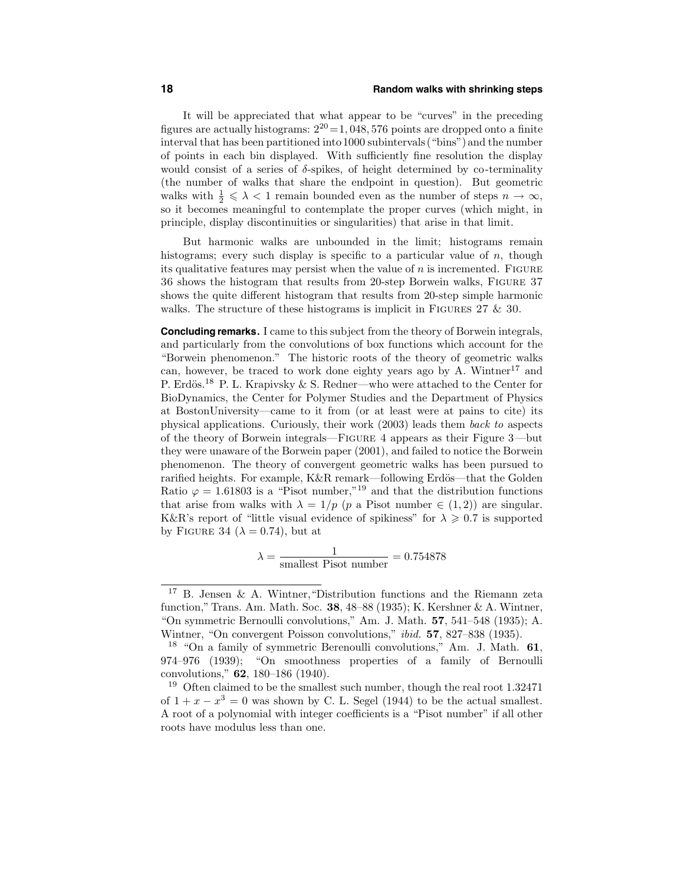It will be appreciated that what appear to be "curves" in the preceding figures are actually histograms: $2^{20} = 1,048,576$ points are dropped onto a finite interval that has been partitioned into 1000 subintervals ("bins") and the number of points in each bin displayed. With sufficiently fine resolution the display would consist of a series of $\delta$-spikes, of height determined by co-terminality (the number of walks that share the endpoint in question). But geometric walks with $\frac{1}{2} \leqslant \lambda < 1$ remain bounded even as the number of steps $n \to \infty$, so it becomes meaningful to contemplate the proper curves (which might, in principle, display discontinuities or singularities) that arise in that limit.

But harmonic walks are unbounded in the limit; histograms remain histograms; every such display is specific to a particular value of $n$, though its qualitative features may persist when the value of $n$ is incremented. FIGURE 36 shows the histogram that results from 20-step Borwein walks, FIGURE 37 shows the quite different histogram that results from 20-step simple harmonic walks. The structure of these histograms is implicit in FIGURES 27 & 30.

**Concluding remarks.** I came to this subject from the theory of Borwein integrals, and particularly from the convolutions of box functions which account for the "Borwein phenomenon." The historic roots of the theory of geometric walks can, however, be traced to work done eighty years ago by A. Wintner[17] and P. Erdös.[18] P. L. Krapivsky & S. Redner—who were attached to the Center for BioDynamics, the Center for Polymer Studies and the Department of Physics at BostonUniversity—came to it from (or at least were at pains to cite) its physical applications. Curiously, their work (2003) leads them *back to* aspects of the theory of Borwein integrals—FIGURE 4 appears as their Figure 3—but they were unaware of the Borwein paper (2001), and failed to notice the Borwein phenomenon. The theory of convergent geometric walks has been pursued to rarified heights. For example, K&R remark—following Erdös—that the Golden Ratio $\varphi = 1.61803$ is a "Pisot number,"[19] and that the distribution functions that arise from walks with $\lambda = 1/p$ ($p$ a Pisot number $\in (1,2)$) are singular. K&R's report of "little visual evidence of spikiness" for $\lambda \geqslant 0.7$ is supported by FIGURE 34 ($\lambda = 0.74$), but at

$$\lambda = \frac{1}{\text{smallest Pisot number}} = 0.754878$$

---

[17] B. Jensen & A. Wintner, "Distribution functions and the Riemann zeta function," Trans. Am. Math. Soc. **38**, 48–88 (1935); K. Kershner & A. Wintner, "On symmetric Bernoulli convolutions," Am. J. Math. **57**, 541–548 (1935); A. Wintner, "On convergent Poisson convolutions," *ibid.* **57**, 827–838 (1935).

[18] "On a family of symmetric Berenoulli convolutions," Am. J. Math. **61**, 974–976 (1939); "On smoothness properties of a family of Bernoulli convolutions," **62**, 180–186 (1940).

[19] Often claimed to be the smallest such number, though the real root 1.32471 of $1 + x - x^3 = 0$ was shown by C. L. Segel (1944) to be the actual smallest. A root of a polynomial with integer coefficients is a "Pisot number" if all other roots have modulus less than one.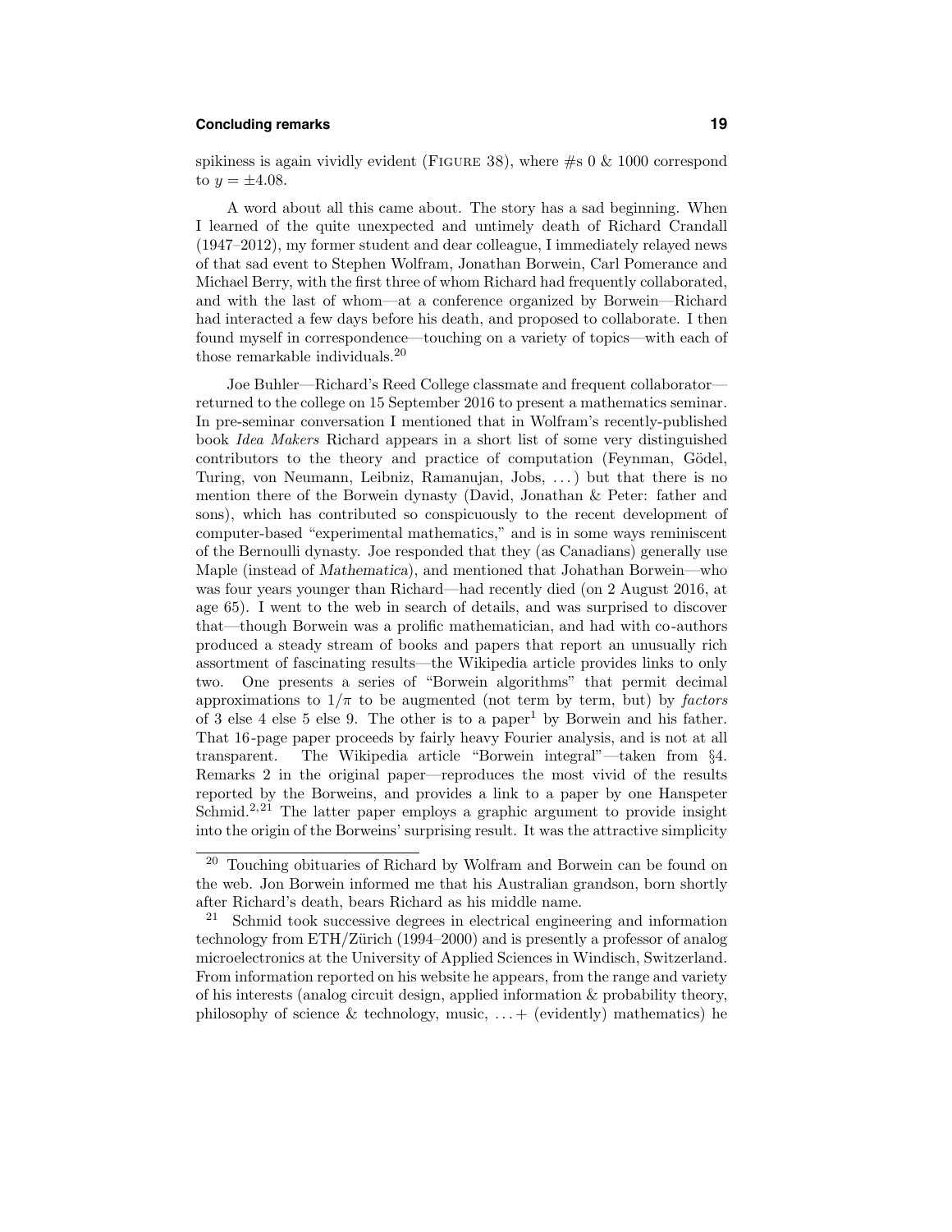spikiness is again vividly evident (FIGURE 38), where #s 0 & 1000 correspond to $y = \pm 4.08$.

A word about all this came about. The story has a sad beginning. When I learned of the quite unexpected and untimely death of Richard Crandall (1947–2012), my former student and dear colleague, I immediately relayed news of that sad event to Stephen Wolfram, Jonathan Borwein, Carl Pomerance and Michael Berry, with the first three of whom Richard had frequently collaborated, and with the last of whom—at a conference organized by Borwein—Richard had interacted a few days before his death, and proposed to collaborate. I then found myself in correspondence—touching on a variety of topics—with each of those remarkable individuals.[20]

Joe Buhler—Richard's Reed College classmate and frequent collaborator—returned to the college on 15 September 2016 to present a mathematics seminar. In pre-seminar conversation I mentioned that in Wolfram's recently-published book *Idea Makers* Richard appears in a short list of some very distinguished contributors to the theory and practice of computation (Feynman, Gödel, Turing, von Neumann, Leibniz, Ramanujan, Jobs, ...) but that there is no mention there of the Borwein dynasty (David, Jonathan & Peter: father and sons), which has contributed so conspicuously to the recent development of computer-based "experimental mathematics," and is in some ways reminiscent of the Bernoulli dynasty. Joe responded that they (as Canadians) generally use Maple (instead of *Mathematica*), and mentioned that Johathan Borwein—who was four years younger than Richard—had recently died (on 2 August 2016, at age 65). I went to the web in search of details, and was surprised to discover that—though Borwein was a prolific mathematician, and had with co-authors produced a steady stream of books and papers that report an unusually rich assortment of fascinating results—the Wikipedia article provides links to only two. One presents a series of "Borwein algorithms" that permit decimal approximations to $1/\pi$ to be augmented (not term by term, but) by *factors* of 3 else 4 else 5 else 9. The other is to a paper[1] by Borwein and his father. That 16-page paper proceeds by fairly heavy Fourier analysis, and is not at all transparent. The Wikipedia article "Borwein integral"—taken from §4. Remarks 2 in the original paper—reproduces the most vivid of the results reported by the Borweins, and provides a link to a paper by one Hanspeter Schmid.[2,21] The latter paper employs a graphic argument to provide insight into the origin of the Borweins' surprising result. It was the attractive simplicity

---

[20] Touching obituaries of Richard by Wolfram and Borwein can be found on the web. Jon Borwein informed me that his Australian grandson, born shortly after Richard's death, bears Richard as his middle name.

[21] Schmid took successive degrees in electrical engineering and information technology from ETH/Zürich (1994–2000) and is presently a professor of analog microelectronics at the University of Applied Sciences in Windisch, Switzerland. From information reported on his website he appears, from the range and variety of his interests (analog circuit design, applied information & probability theory, philosophy of science & technology, music, ... + (evidently) mathematics) he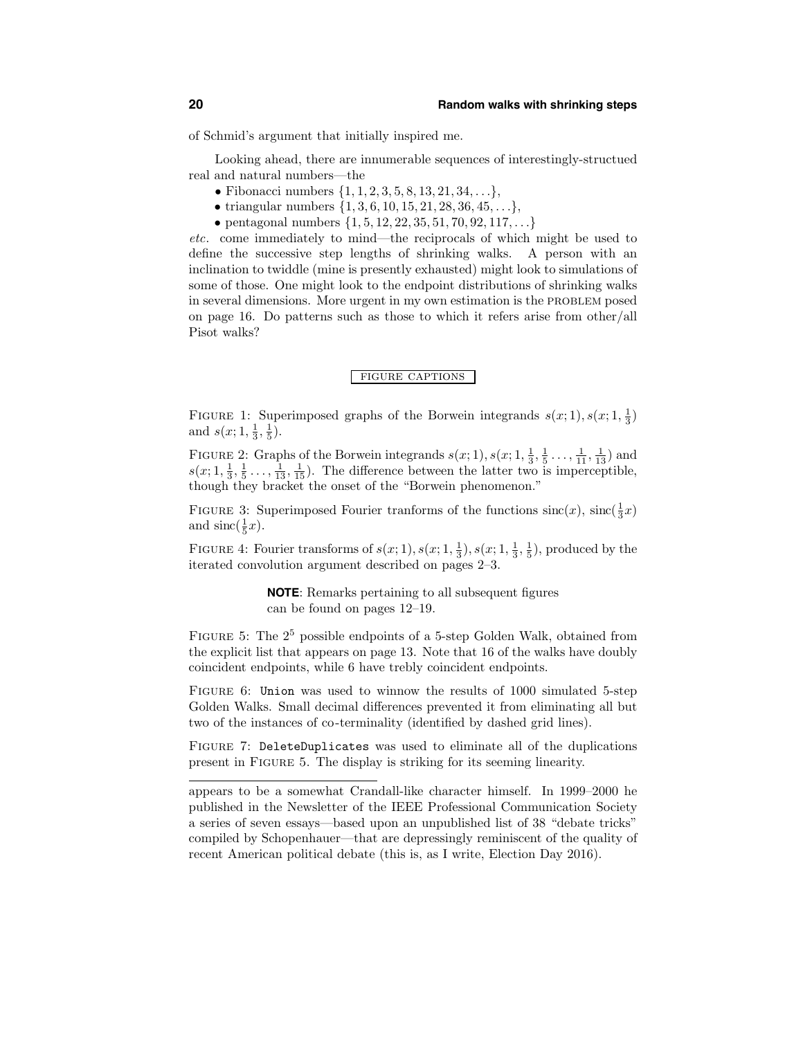of Schmid's argument that initially inspired me.

Looking ahead, there are innumerable sequences of interestingly-structued real and natural numbers—the

- Fibonacci numbers $\{1, 1, 2, 3, 5, 8, 13, 21, 34, \ldots\}$,
- triangular numbers $\{1, 3, 6, 10, 15, 21, 28, 36, 45, \ldots\}$,
- pentagonal numbers $\{1, 5, 12, 22, 35, 51, 70, 92, 117, \ldots\}$

*etc.* come immediately to mind—the reciprocals of which might be used to define the successive step lengths of shrinking walks. A person with an inclination to twiddle (mine is presently exhausted) might look to simulations of some of those. One might look to the endpoint distributions of shrinking walks in several dimensions. More urgent in my own estimation is the PROBLEM posed on page 16. Do patterns such as those to which it refers arise from other/all Pisot walks?

## FIGURE CAPTIONS

FIGURE 1: Superimposed graphs of the Borwein integrands $s(x;1), s(x;1,\frac{1}{3})$ and $s(x;1,\frac{1}{3},\frac{1}{5})$.

FIGURE 2: Graphs of the Borwein integrands $s(x;1), s(x;1,\frac{1}{3},\frac{1}{5}\ldots,\frac{1}{11},\frac{1}{13})$ and $s(x;1,\frac{1}{3},\frac{1}{5}\ldots,\frac{1}{13},\frac{1}{15})$. The difference between the latter two is imperceptible, though they bracket the onset of the "Borwein phenomenon."

FIGURE 3: Superimposed Fourier tranforms of the functions $\text{sinc}(x)$, $\text{sinc}(\frac{1}{3}x)$ and $\text{sinc}(\frac{1}{5}x)$.

FIGURE 4: Fourier transforms of $s(x;1), s(x;1,\frac{1}{3}), s(x;1,\frac{1}{3},\frac{1}{5})$, produced by the iterated convolution argument described on pages 2–3.

> **NOTE**: Remarks pertaining to all subsequent figures can be found on pages 12–19.

FIGURE 5: The $2^5$ possible endpoints of a 5-step Golden Walk, obtained from the explicit list that appears on page 13. Note that 16 of the walks have doubly coincident endpoints, while 6 have trebly coincident endpoints.

FIGURE 6: `Union` was used to winnow the results of 1000 simulated 5-step Golden Walks. Small decimal differences prevented it from eliminating all but two of the instances of co-terminality (identified by dashed grid lines).

FIGURE 7: `DeleteDuplicates` was used to eliminate all of the duplications present in FIGURE 5. The display is striking for its seeming linearity.

---

appears to be a somewhat Crandall-like character himself. In 1999–2000 he published in the Newsletter of the IEEE Professional Communication Society a series of seven essays—based upon an unpublished list of 38 "debate tricks" compiled by Schopenhauer—that are depressingly reminiscent of the quality of recent American political debate (this is, as I write, Election Day 2016).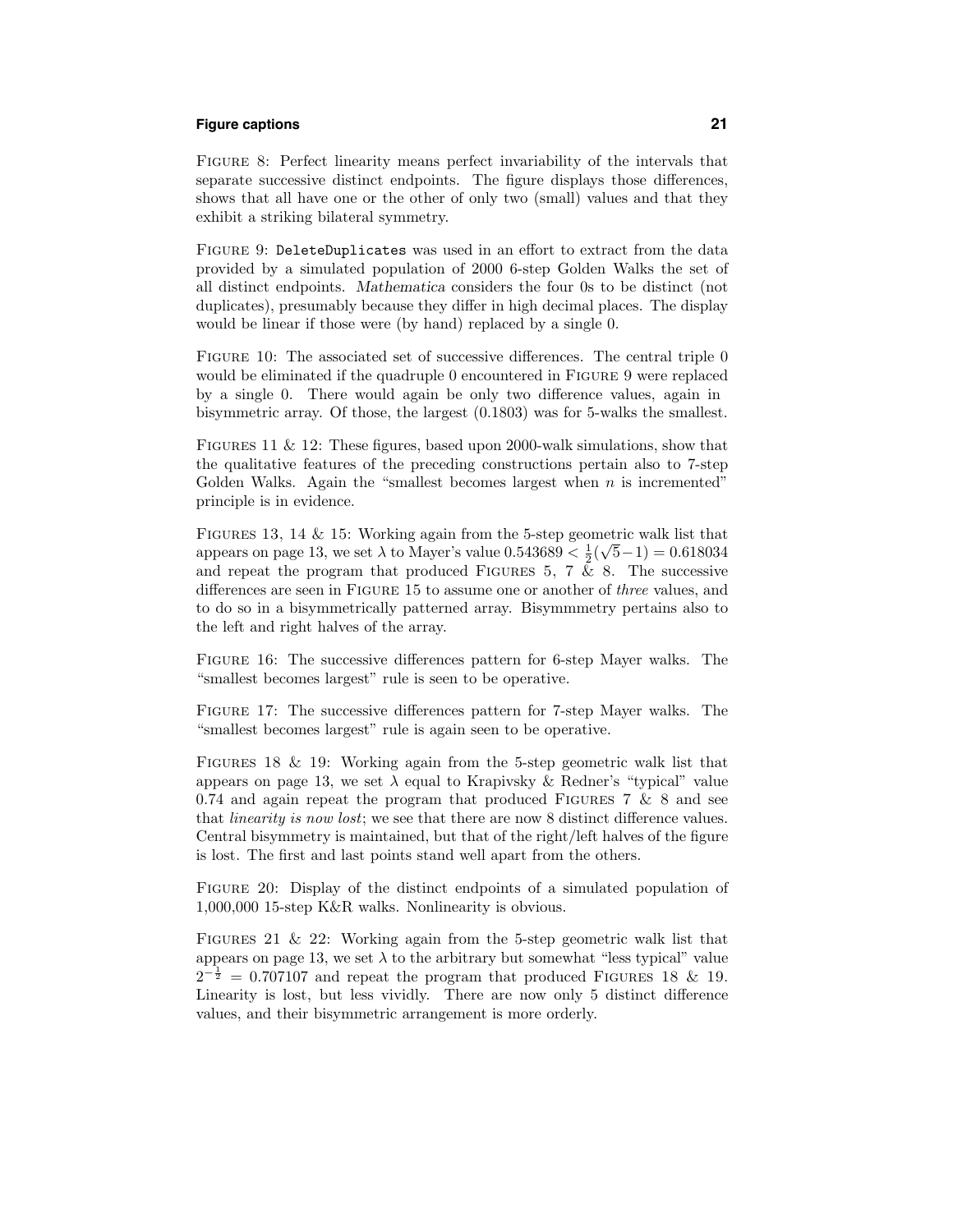FIGURE 8: Perfect linearity means perfect invariability of the intervals that separate successive distinct endpoints. The figure displays those differences, shows that all have one or the other of only two (small) values and that they exhibit a striking bilateral symmetry.

FIGURE 9: `DeleteDuplicates` was used in an effort to extract from the data provided by a simulated population of 2000 6-step Golden Walks the set of all distinct endpoints. *Mathematica* considers the four 0s to be distinct (not duplicates), presumably because they differ in high decimal places. The display would be linear if those were (by hand) replaced by a single 0.

FIGURE 10: The associated set of successive differences. The central triple 0 would be eliminated if the quadruple 0 encountered in FIGURE 9 were replaced by a single 0. There would again be only two difference values, again in bisymmetric array. Of those, the largest (0.1803) was for 5-walks the smallest.

FIGURES 11 & 12: These figures, based upon 2000-walk simulations, show that the qualitative features of the preceding constructions pertain also to 7-step Golden Walks. Again the "smallest becomes largest when $n$ is incremented" principle is in evidence.

FIGURES 13, 14 & 15: Working again from the 5-step geometric walk list that appears on page 13, we set $\lambda$ to Mayer's value $0.543689 < \frac{1}{2}(\sqrt{5}-1) = 0.618034$ and repeat the program that produced FIGURES 5, 7 & 8. The successive differences are seen in FIGURE 15 to assume one or another of *three* values, and to do so in a bisymmetrically patterned array. Bisymmmetry pertains also to the left and right halves of the array.

FIGURE 16: The successive differences pattern for 6-step Mayer walks. The "smallest becomes largest" rule is seen to be operative.

FIGURE 17: The successive differences pattern for 7-step Mayer walks. The "smallest becomes largest" rule is again seen to be operative.

FIGURES 18 & 19: Working again from the 5-step geometric walk list that appears on page 13, we set $\lambda$ equal to Krapivsky & Redner's "typical" value 0.74 and again repeat the program that produced FIGURES 7 & 8 and see that *linearity is now lost*; we see that there are now 8 distinct difference values. Central bisymmetry is maintained, but that of the right/left halves of the figure is lost. The first and last points stand well apart from the others.

FIGURE 20: Display of the distinct endpoints of a simulated population of 1,000,000 15-step K&R walks. Nonlinearity is obvious.

FIGURES 21 & 22: Working again from the 5-step geometric walk list that appears on page 13, we set $\lambda$ to the arbitrary but somewhat "less typical" value $2^{-\frac{1}{2}} = 0.707107$ and repeat the program that produced FIGURES 18 & 19. Linearity is lost, but less vividly. There are now only 5 distinct difference values, and their bisymmetric arrangement is more orderly.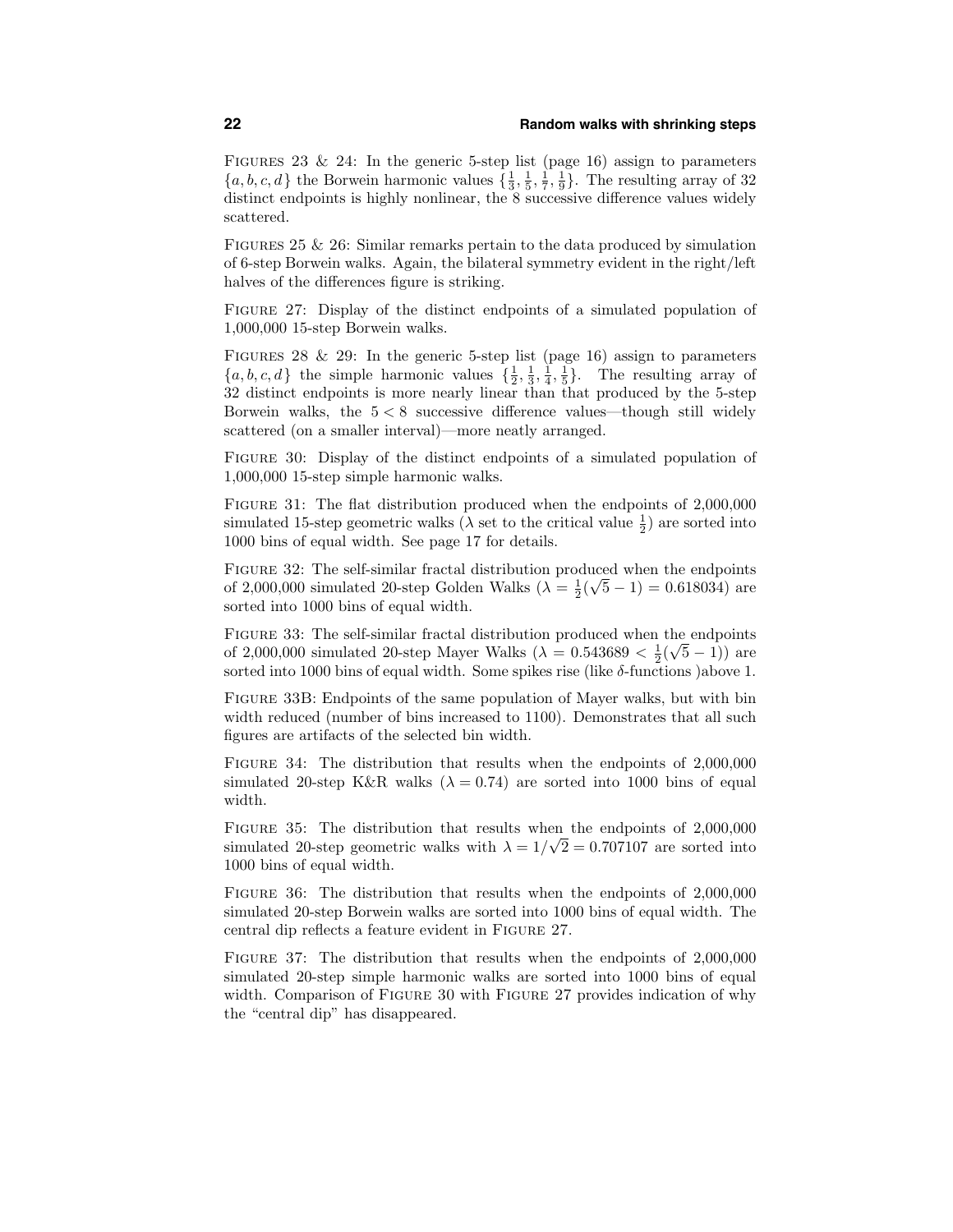FIGURES 23 & 24: In the generic 5-step list (page 16) assign to parameters $\{a, b, c, d\}$ the Borwein harmonic values $\{\frac{1}{3}, \frac{1}{5}, \frac{1}{7}, \frac{1}{9}\}$. The resulting array of 32 distinct endpoints is highly nonlinear, the 8 successive difference values widely scattered.

FIGURES 25 & 26: Similar remarks pertain to the data produced by simulation of 6-step Borwein walks. Again, the bilateral symmetry evident in the right/left halves of the differences figure is striking.

FIGURE 27: Display of the distinct endpoints of a simulated population of 1,000,000 15-step Borwein walks.

FIGURES 28 & 29: In the generic 5-step list (page 16) assign to parameters $\{a, b, c, d\}$ the simple harmonic values $\{\frac{1}{2}, \frac{1}{3}, \frac{1}{4}, \frac{1}{5}\}$. The resulting array of 32 distinct endpoints is more nearly linear than that produced by the 5-step Borwein walks, the $5 < 8$ successive difference values—though still widely scattered (on a smaller interval)—more neatly arranged.

FIGURE 30: Display of the distinct endpoints of a simulated population of 1,000,000 15-step simple harmonic walks.

FIGURE 31: The flat distribution produced when the endpoints of 2,000,000 simulated 15-step geometric walks ($\lambda$ set to the critical value $\frac{1}{2}$) are sorted into 1000 bins of equal width. See page 17 for details.

FIGURE 32: The self-similar fractal distribution produced when the endpoints of 2,000,000 simulated 20-step Golden Walks ($\lambda = \frac{1}{2}(\sqrt{5} - 1) = 0.618034$) are sorted into 1000 bins of equal width.

FIGURE 33: The self-similar fractal distribution produced when the endpoints of 2,000,000 simulated 20-step Mayer Walks ($\lambda = 0.543689 < \frac{1}{2}(\sqrt{5} - 1)$) are sorted into 1000 bins of equal width. Some spikes rise (like $\delta$-functions )above 1.

FIGURE 33B: Endpoints of the same population of Mayer walks, but with bin width reduced (number of bins increased to 1100). Demonstrates that all such figures are artifacts of the selected bin width.

FIGURE 34: The distribution that results when the endpoints of 2,000,000 simulated 20-step K&R walks ($\lambda = 0.74$) are sorted into 1000 bins of equal width.

FIGURE 35: The distribution that results when the endpoints of 2,000,000 simulated 20-step geometric walks with $\lambda = 1/\sqrt{2} = 0.707107$ are sorted into 1000 bins of equal width.

FIGURE 36: The distribution that results when the endpoints of 2,000,000 simulated 20-step Borwein walks are sorted into 1000 bins of equal width. The central dip reflects a feature evident in FIGURE 27.

FIGURE 37: The distribution that results when the endpoints of 2,000,000 simulated 20-step simple harmonic walks are sorted into 1000 bins of equal width. Comparison of FIGURE 30 with FIGURE 27 provides indication of why the "central dip" has disappeared.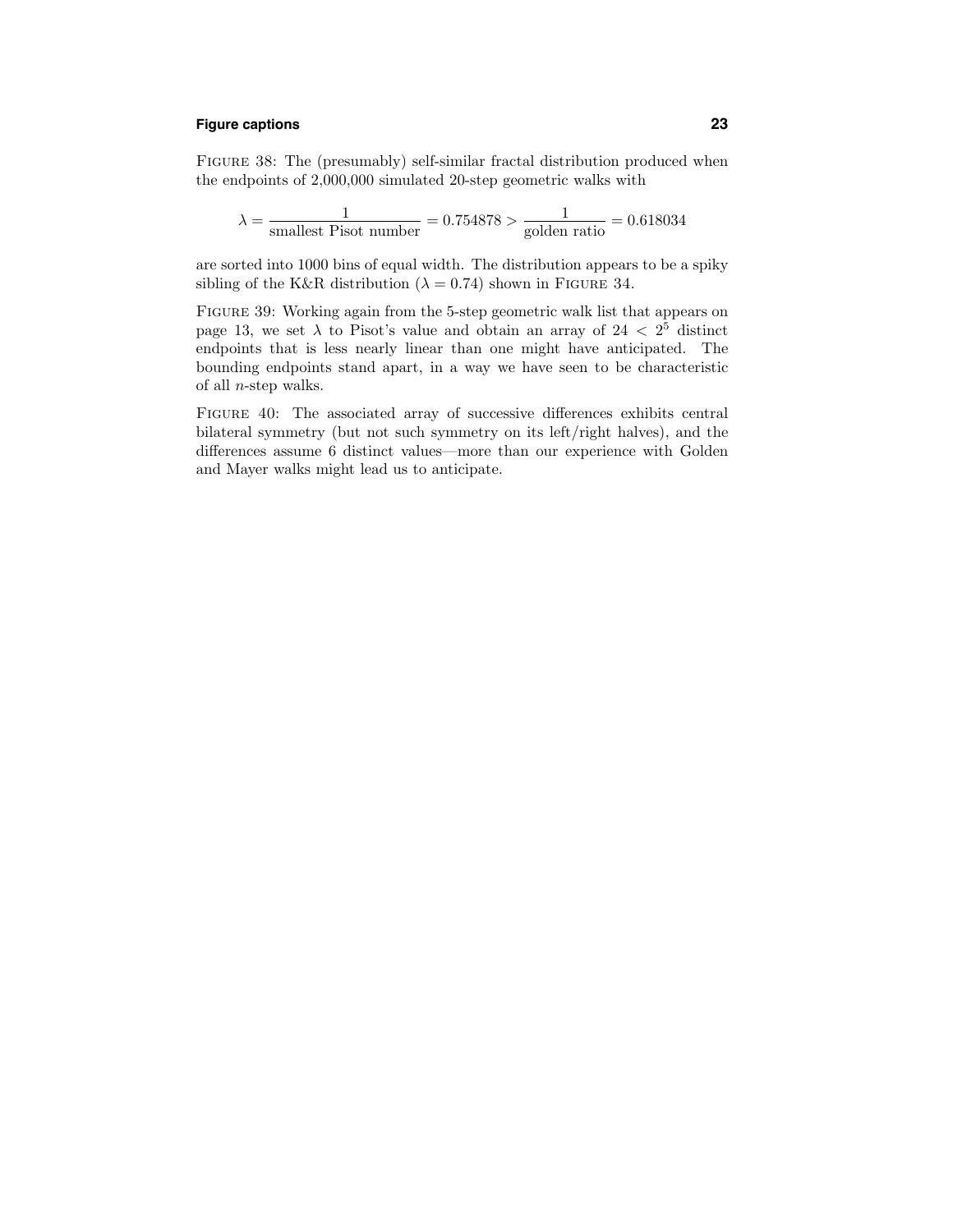Figure 38: The (presumably) self-similar fractal distribution produced when the endpoints of 2,000,000 simulated 20-step geometric walks with

$$\lambda = \frac{1}{\text{smallest Pisot number}} = 0.754878 > \frac{1}{\text{golden ratio}} = 0.618034$$

are sorted into 1000 bins of equal width. The distribution appears to be a spiky sibling of the K&R distribution ($\lambda = 0.74$) shown in Figure 34.

Figure 39: Working again from the 5-step geometric walk list that appears on page 13, we set $\lambda$ to Pisot's value and obtain an array of $24 < 2^5$ distinct endpoints that is less nearly linear than one might have anticipated. The bounding endpoints stand apart, in a way we have seen to be characteristic of all $n$-step walks.

Figure 40: The associated array of successive differences exhibits central bilateral symmetry (but not such symmetry on its left/right halves), and the differences assume 6 distinct values—more than our experience with Golden and Mayer walks might lead us to anticipate.